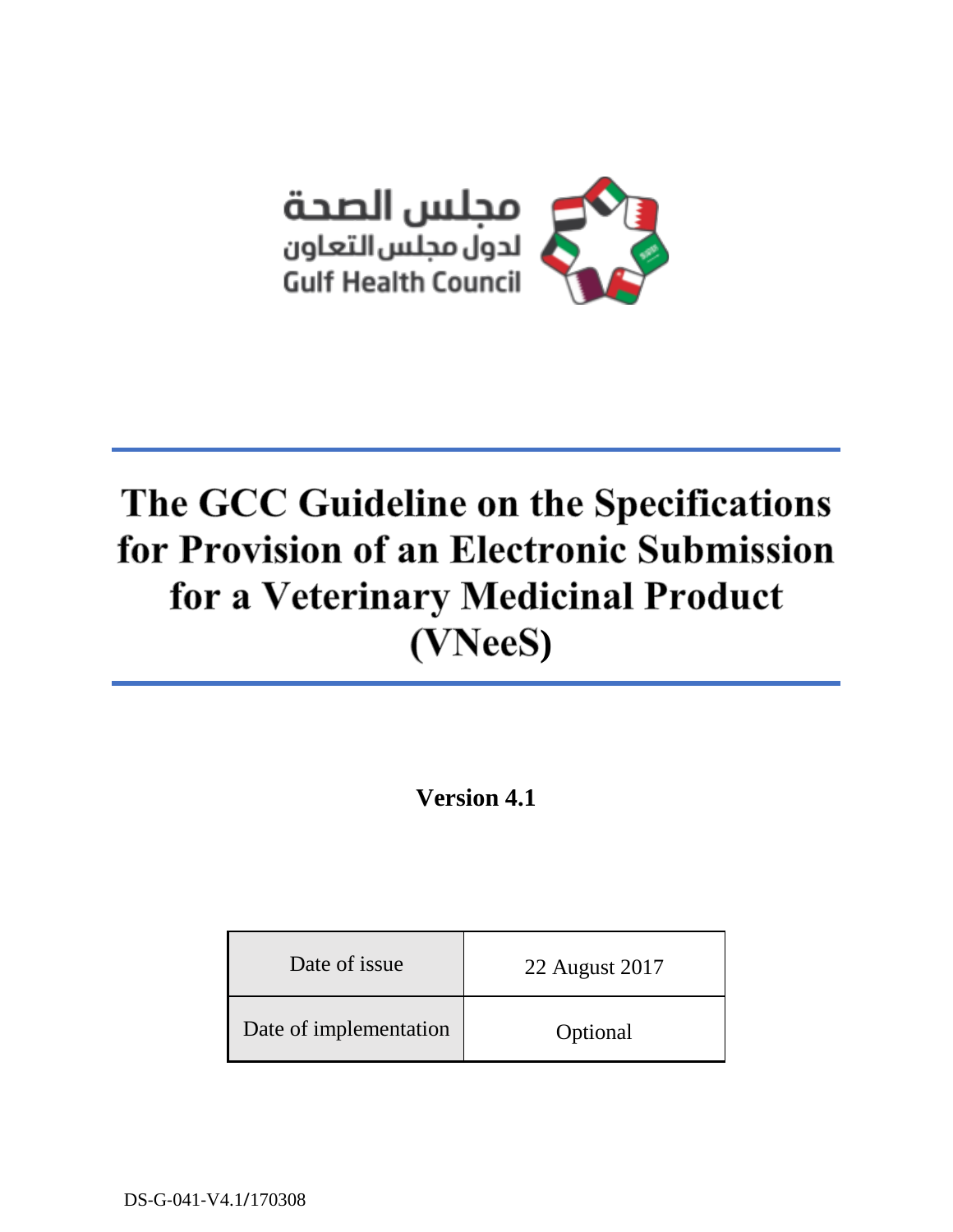مجلس الصحة
لدول مجلس التعاون
Gulf Health Council

# The GCC Guideline on the Specifications for Provision of an Electronic Submission for a Veterinary Medicinal Product (VNeeS)

**Version 4.1**

| Date of issue | 22 August 2017 |
|---|---|
| Date of implementation | Optional |

DS-G-041-V4.1/170308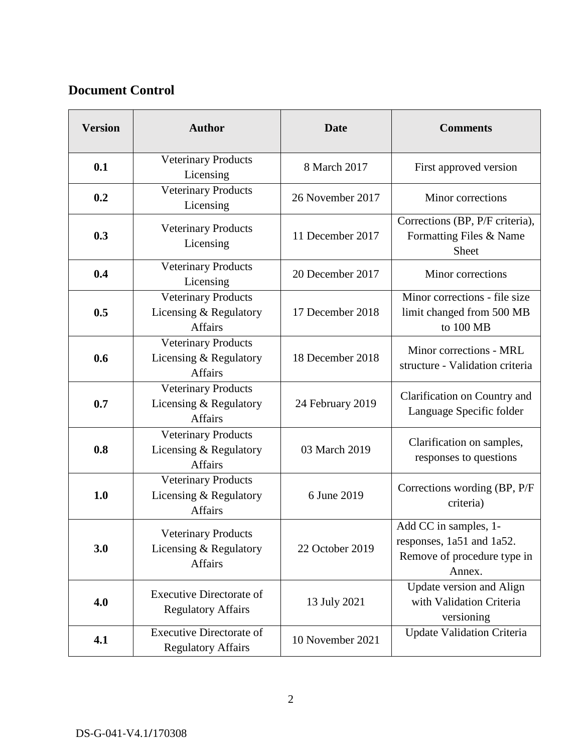## Document Control

| Version | Author | Date | Comments |
|---|---|---|---|
| **0.1** | Veterinary Products Licensing | 8 March 2017 | First approved version |
| **0.2** | Veterinary Products Licensing | 26 November 2017 | Minor corrections |
| **0.3** | Veterinary Products Licensing | 11 December 2017 | Corrections (BP, P/F criteria), Formatting Files & Name Sheet |
| **0.4** | Veterinary Products Licensing | 20 December 2017 | Minor corrections |
| **0.5** | Veterinary Products Licensing & Regulatory Affairs | 17 December 2018 | Minor corrections - file size limit changed from 500 MB to 100 MB |
| **0.6** | Veterinary Products Licensing & Regulatory Affairs | 18 December 2018 | Minor corrections - MRL structure - Validation criteria |
| **0.7** | Veterinary Products Licensing & Regulatory Affairs | 24 February 2019 | Clarification on Country and Language Specific folder |
| **0.8** | Veterinary Products Licensing & Regulatory Affairs | 03 March 2019 | Clarification on samples, responses to questions |
| **1.0** | Veterinary Products Licensing & Regulatory Affairs | 6 June 2019 | Corrections wording (BP, P/F criteria) |
| **3.0** | Veterinary Products Licensing & Regulatory Affairs | 22 October 2019 | Add CC in samples, 1-responses, 1a51 and 1a52. Remove of procedure type in Annex. |
| **4.0** | Executive Directorate of Regulatory Affairs | 13 July 2021 | Update version and Align with Validation Criteria versioning |
| **4.1** | Executive Directorate of Regulatory Affairs | 10 November 2021 | Update Validation Criteria |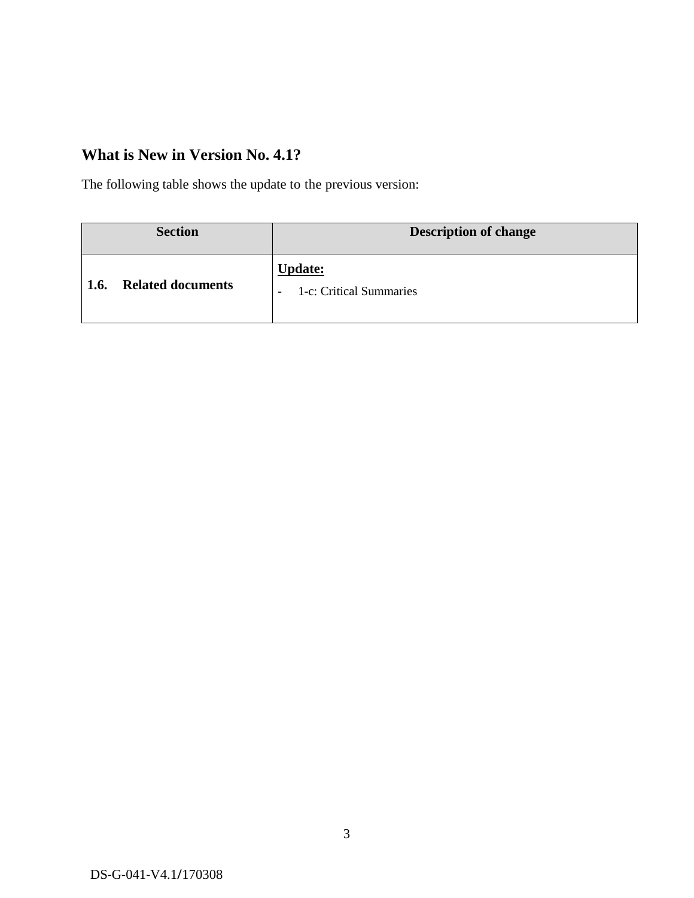## What is New in Version No. 4.1?

The following table shows the update to the previous version:

| Section | Description of change |
|---|---|
| **1.6. Related documents** | **Update:**<br>- 1-c: Critical Summaries |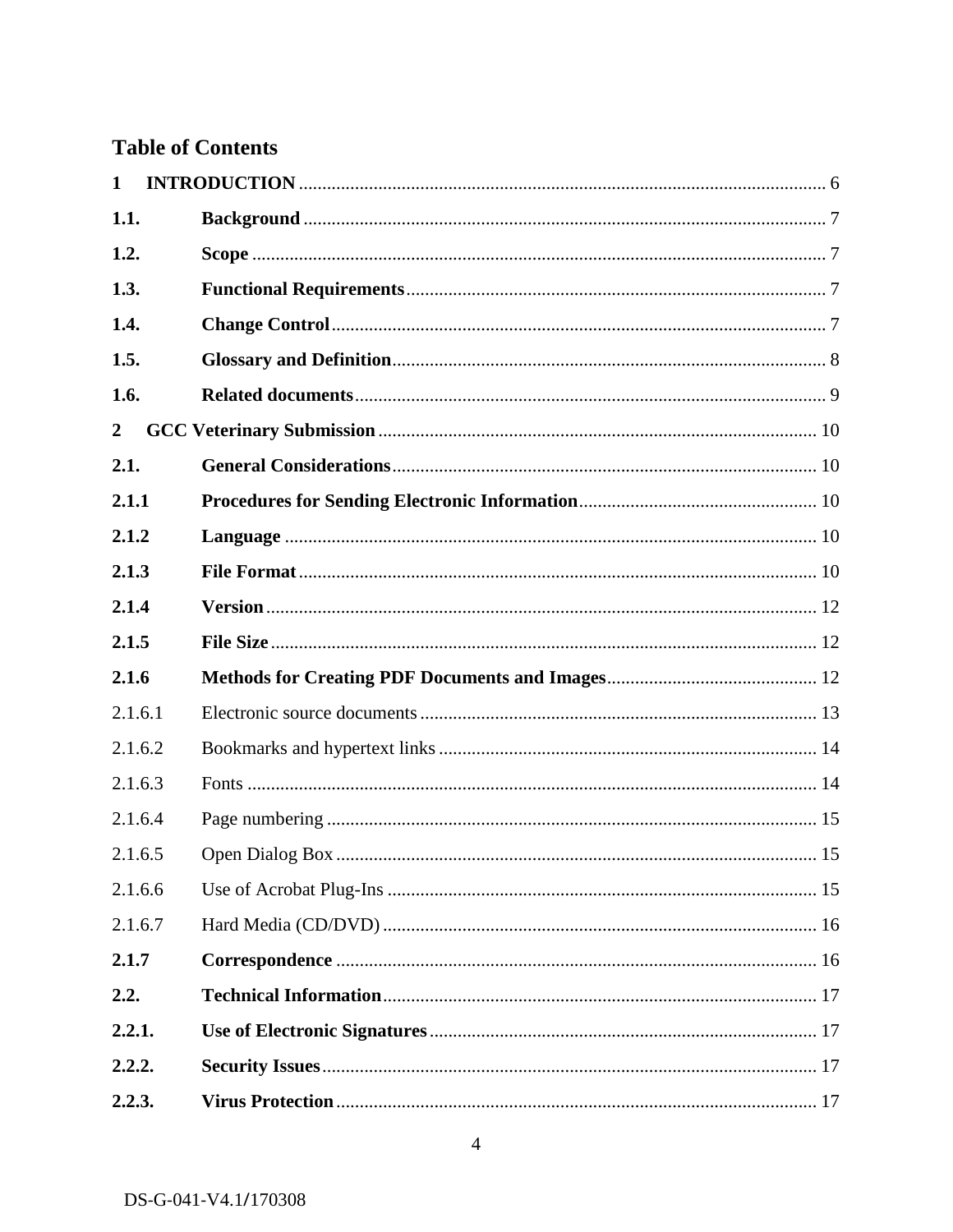## Table of Contents

**1 INTRODUCTION** ........ 6

**1.1. Background** ........ 7

**1.2. Scope** ........ 7

**1.3. Functional Requirements** ........ 7

**1.4. Change Control** ........ 7

**1.5. Glossary and Definition** ........ 8

**1.6. Related documents** ........ 9

**2 GCC Veterinary Submission** ........ 10

**2.1. General Considerations** ........ 10

**2.1.1 Procedures for Sending Electronic Information** ........ 10

**2.1.2 Language** ........ 10

**2.1.3 File Format** ........ 10

**2.1.4 Version** ........ 12

**2.1.5 File Size** ........ 12

**2.1.6 Methods for Creating PDF Documents and Images** ........ 12

2.1.6.1 Electronic source documents ........ 13

2.1.6.2 Bookmarks and hypertext links ........ 14

2.1.6.3 Fonts ........ 14

2.1.6.4 Page numbering ........ 15

2.1.6.5 Open Dialog Box ........ 15

2.1.6.6 Use of Acrobat Plug-Ins ........ 15

2.1.6.7 Hard Media (CD/DVD) ........ 16

**2.1.7 Correspondence** ........ 16

**2.2. Technical Information** ........ 17

**2.2.1. Use of Electronic Signatures** ........ 17

**2.2.2. Security Issues** ........ 17

**2.2.3. Virus Protection** ........ 17

DS-G-041-V4.1/170308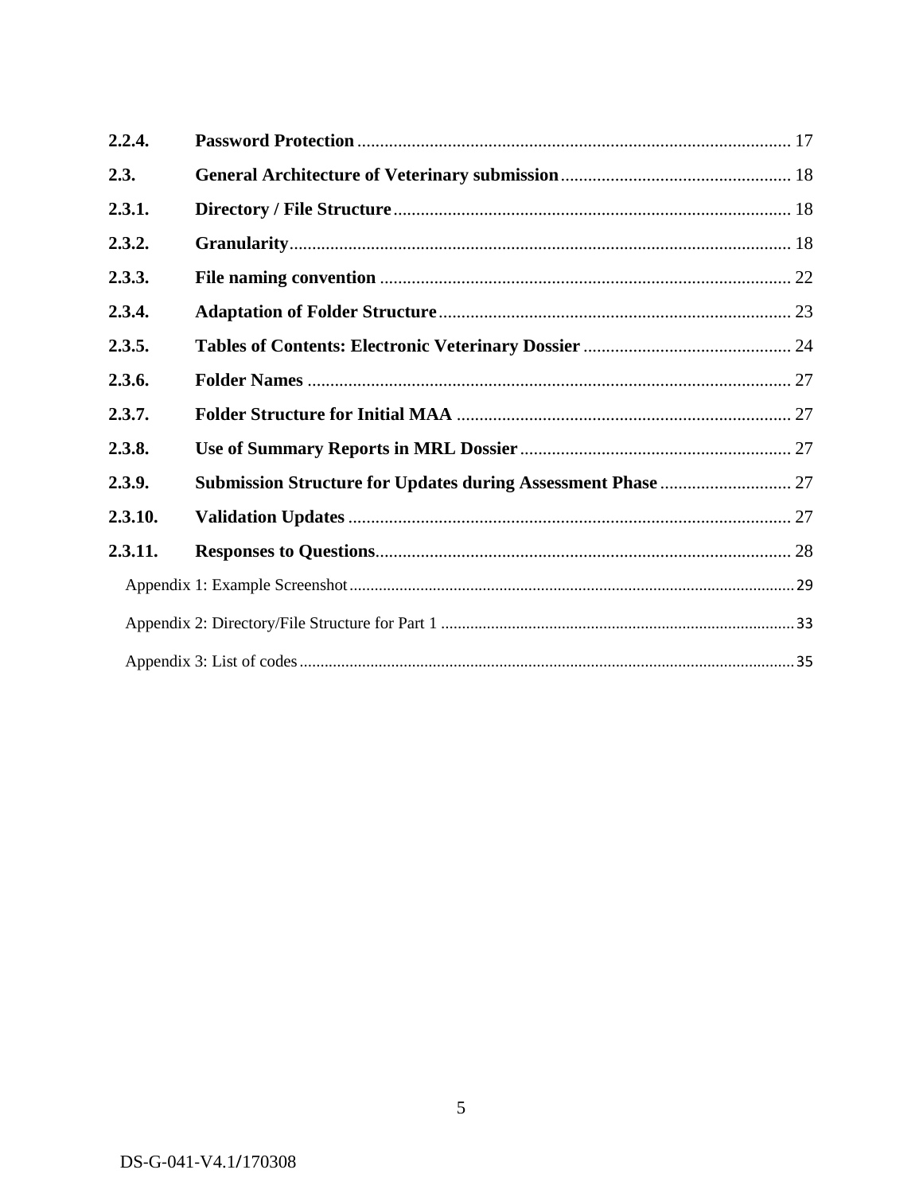| | | |
|---|---|---|
| **2.2.4.** | **Password Protection** | 17 |
| **2.3.** | **General Architecture of Veterinary submission** | 18 |
| **2.3.1.** | **Directory / File Structure** | 18 |
| **2.3.2.** | **Granularity** | 18 |
| **2.3.3.** | **File naming convention** | 22 |
| **2.3.4.** | **Adaptation of Folder Structure** | 23 |
| **2.3.5.** | **Tables of Contents: Electronic Veterinary Dossier** | 24 |
| **2.3.6.** | **Folder Names** | 27 |
| **2.3.7.** | **Folder Structure for Initial MAA** | 27 |
| **2.3.8.** | **Use of Summary Reports in MRL Dossier** | 27 |
| **2.3.9.** | **Submission Structure for Updates during Assessment Phase** | 27 |
| **2.3.10.** | **Validation Updates** | 27 |
| **2.3.11.** | **Responses to Questions** | 28 |
| | Appendix 1: Example Screenshot | 29 |
| | Appendix 2: Directory/File Structure for Part 1 | 33 |
| | Appendix 3: List of codes | 35 |

DS-G-041-V4.1/170308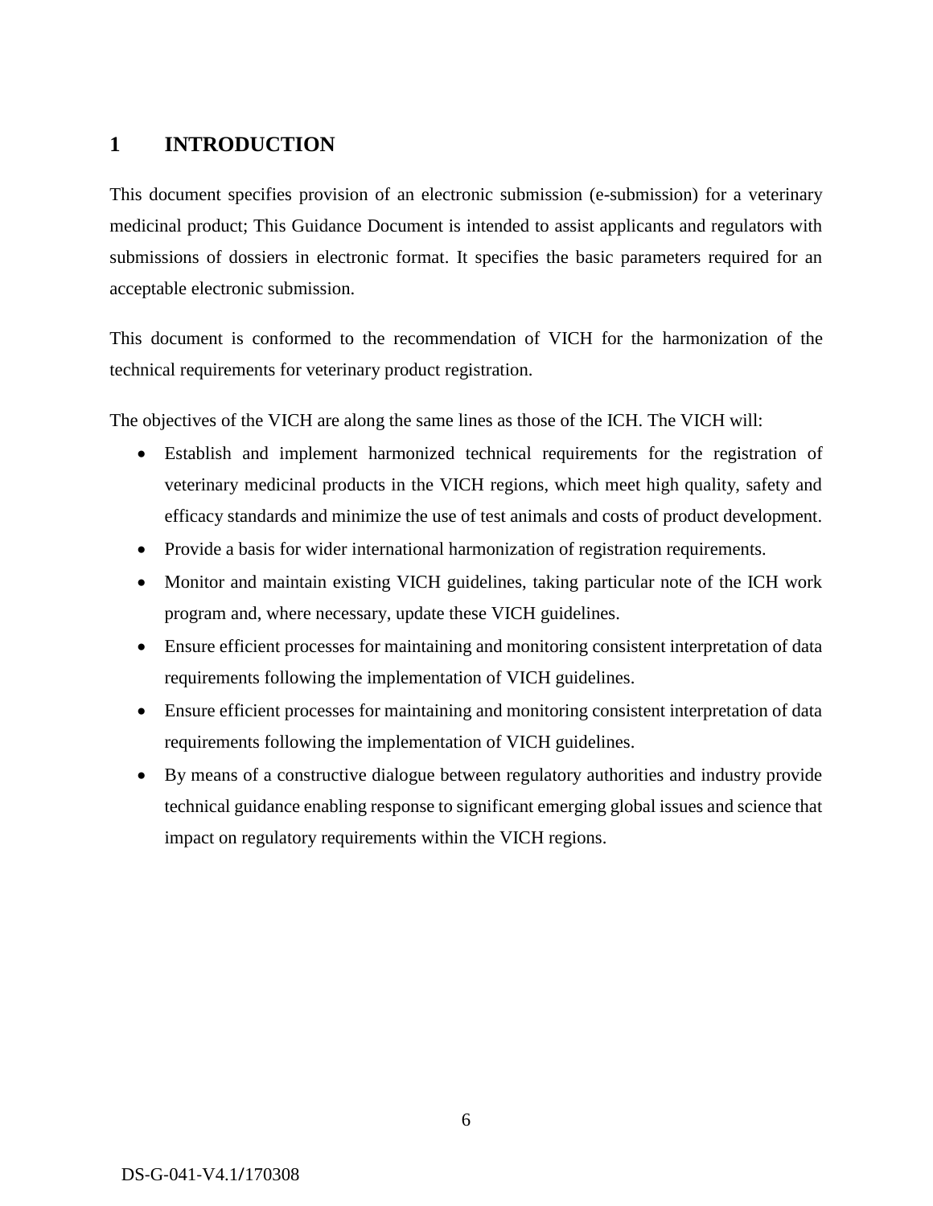# 1 INTRODUCTION

This document specifies provision of an electronic submission (e-submission) for a veterinary medicinal product; This Guidance Document is intended to assist applicants and regulators with submissions of dossiers in electronic format. It specifies the basic parameters required for an acceptable electronic submission.

This document is conformed to the recommendation of VICH for the harmonization of the technical requirements for veterinary product registration.

The objectives of the VICH are along the same lines as those of the ICH. The VICH will:

- Establish and implement harmonized technical requirements for the registration of veterinary medicinal products in the VICH regions, which meet high quality, safety and efficacy standards and minimize the use of test animals and costs of product development.
- Provide a basis for wider international harmonization of registration requirements.
- Monitor and maintain existing VICH guidelines, taking particular note of the ICH work program and, where necessary, update these VICH guidelines.
- Ensure efficient processes for maintaining and monitoring consistent interpretation of data requirements following the implementation of VICH guidelines.
- Ensure efficient processes for maintaining and monitoring consistent interpretation of data requirements following the implementation of VICH guidelines.
- By means of a constructive dialogue between regulatory authorities and industry provide technical guidance enabling response to significant emerging global issues and science that impact on regulatory requirements within the VICH regions.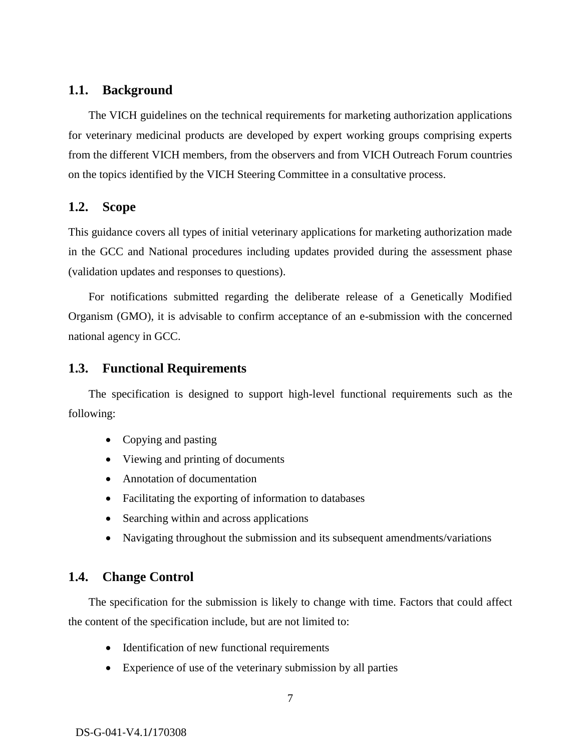## 1.1. Background

The VICH guidelines on the technical requirements for marketing authorization applications for veterinary medicinal products are developed by expert working groups comprising experts from the different VICH members, from the observers and from VICH Outreach Forum countries on the topics identified by the VICH Steering Committee in a consultative process.

## 1.2. Scope

This guidance covers all types of initial veterinary applications for marketing authorization made in the GCC and National procedures including updates provided during the assessment phase (validation updates and responses to questions).

For notifications submitted regarding the deliberate release of a Genetically Modified Organism (GMO), it is advisable to confirm acceptance of an e-submission with the concerned national agency in GCC.

## 1.3. Functional Requirements

The specification is designed to support high-level functional requirements such as the following:

- Copying and pasting
- Viewing and printing of documents
- Annotation of documentation
- Facilitating the exporting of information to databases
- Searching within and across applications
- Navigating throughout the submission and its subsequent amendments/variations

## 1.4. Change Control

The specification for the submission is likely to change with time. Factors that could affect the content of the specification include, but are not limited to:

- Identification of new functional requirements
- Experience of use of the veterinary submission by all parties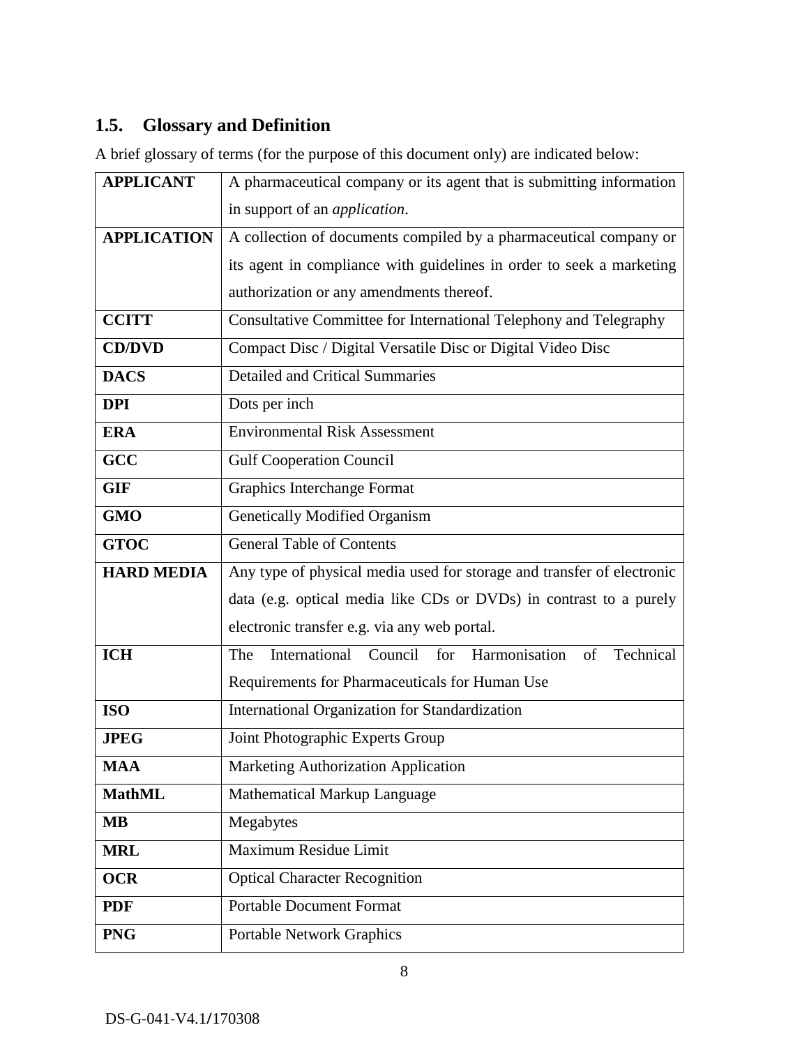## 1.5. Glossary and Definition

A brief glossary of terms (for the purpose of this document only) are indicated below:

| | |
|---|---|
| **APPLICANT** | A pharmaceutical company or its agent that is submitting information in support of an *application*. |
| **APPLICATION** | A collection of documents compiled by a pharmaceutical company or its agent in compliance with guidelines in order to seek a marketing authorization or any amendments thereof. |
| **CCITT** | Consultative Committee for International Telephony and Telegraphy |
| **CD/DVD** | Compact Disc / Digital Versatile Disc or Digital Video Disc |
| **DACS** | Detailed and Critical Summaries |
| **DPI** | Dots per inch |
| **ERA** | Environmental Risk Assessment |
| **GCC** | Gulf Cooperation Council |
| **GIF** | Graphics Interchange Format |
| **GMO** | Genetically Modified Organism |
| **GTOC** | General Table of Contents |
| **HARD MEDIA** | Any type of physical media used for storage and transfer of electronic data (e.g. optical media like CDs or DVDs) in contrast to a purely electronic transfer e.g. via any web portal. |
| **ICH** | The International Council for Harmonisation of Technical Requirements for Pharmaceuticals for Human Use |
| **ISO** | International Organization for Standardization |
| **JPEG** | Joint Photographic Experts Group |
| **MAA** | Marketing Authorization Application |
| **MathML** | Mathematical Markup Language |
| **MB** | Megabytes |
| **MRL** | Maximum Residue Limit |
| **OCR** | Optical Character Recognition |
| **PDF** | Portable Document Format |
| **PNG** | Portable Network Graphics |

DS-G-041-V4.1/170308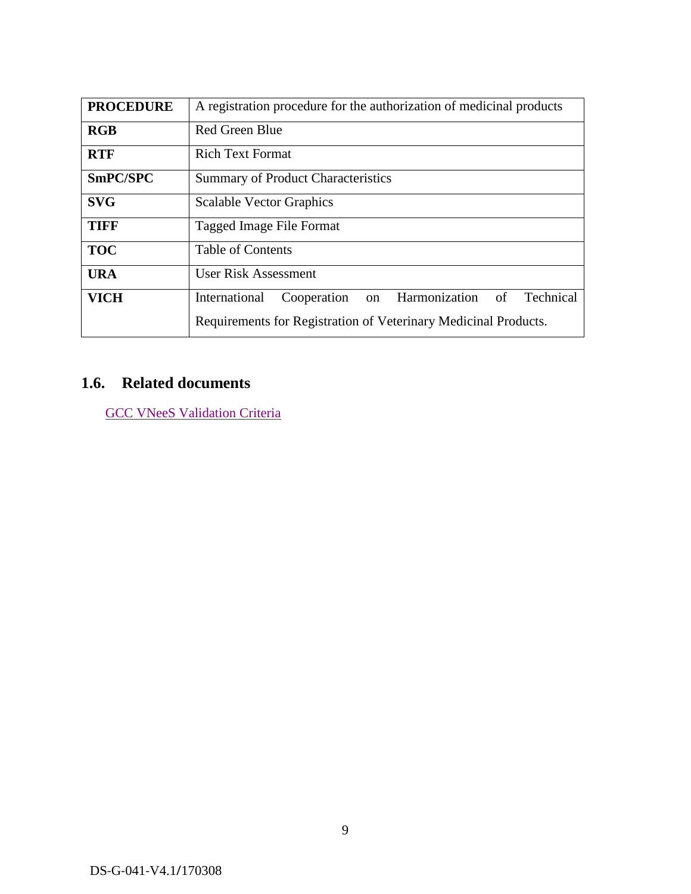| | |
|---|---|
| **PROCEDURE** | A registration procedure for the authorization of medicinal products |
| **RGB** | Red Green Blue |
| **RTF** | Rich Text Format |
| **SmPC/SPC** | Summary of Product Characteristics |
| **SVG** | Scalable Vector Graphics |
| **TIFF** | Tagged Image File Format |
| **TOC** | Table of Contents |
| **URA** | User Risk Assessment |
| **VICH** | International Cooperation on Harmonization of Technical Requirements for Registration of Veterinary Medicinal Products. |

## 1.6. Related documents

GCC VNeeS Validation Criteria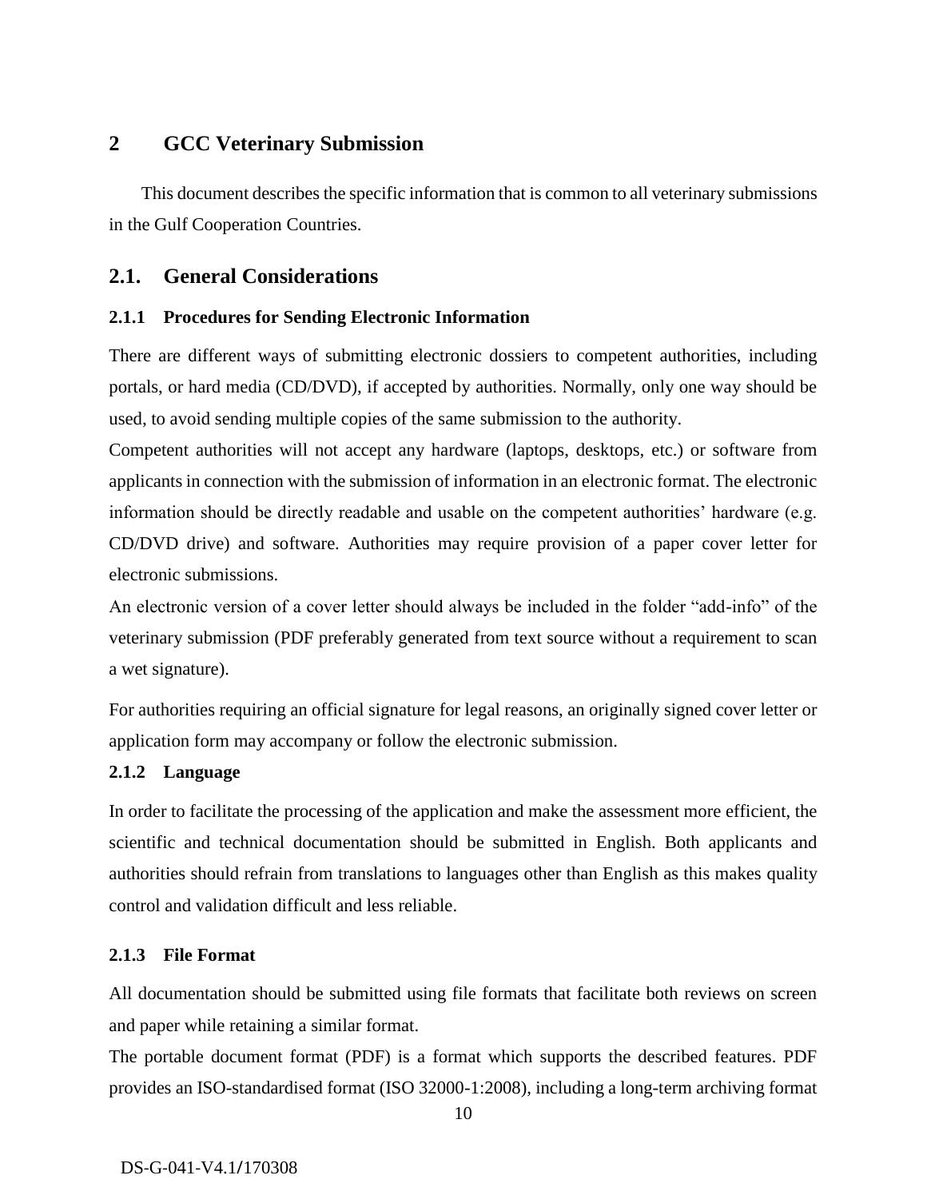# 2 GCC Veterinary Submission

This document describes the specific information that is common to all veterinary submissions in the Gulf Cooperation Countries.

## 2.1. General Considerations

### 2.1.1 Procedures for Sending Electronic Information

There are different ways of submitting electronic dossiers to competent authorities, including portals, or hard media (CD/DVD), if accepted by authorities. Normally, only one way should be used, to avoid sending multiple copies of the same submission to the authority.

Competent authorities will not accept any hardware (laptops, desktops, etc.) or software from applicants in connection with the submission of information in an electronic format. The electronic information should be directly readable and usable on the competent authorities' hardware (e.g. CD/DVD drive) and software. Authorities may require provision of a paper cover letter for electronic submissions.

An electronic version of a cover letter should always be included in the folder "add-info" of the veterinary submission (PDF preferably generated from text source without a requirement to scan a wet signature).

For authorities requiring an official signature for legal reasons, an originally signed cover letter or application form may accompany or follow the electronic submission.

### 2.1.2 Language

In order to facilitate the processing of the application and make the assessment more efficient, the scientific and technical documentation should be submitted in English. Both applicants and authorities should refrain from translations to languages other than English as this makes quality control and validation difficult and less reliable.

### 2.1.3 File Format

All documentation should be submitted using file formats that facilitate both reviews on screen and paper while retaining a similar format.

The portable document format (PDF) is a format which supports the described features. PDF provides an ISO-standardised format (ISO 32000-1:2008), including a long-term archiving format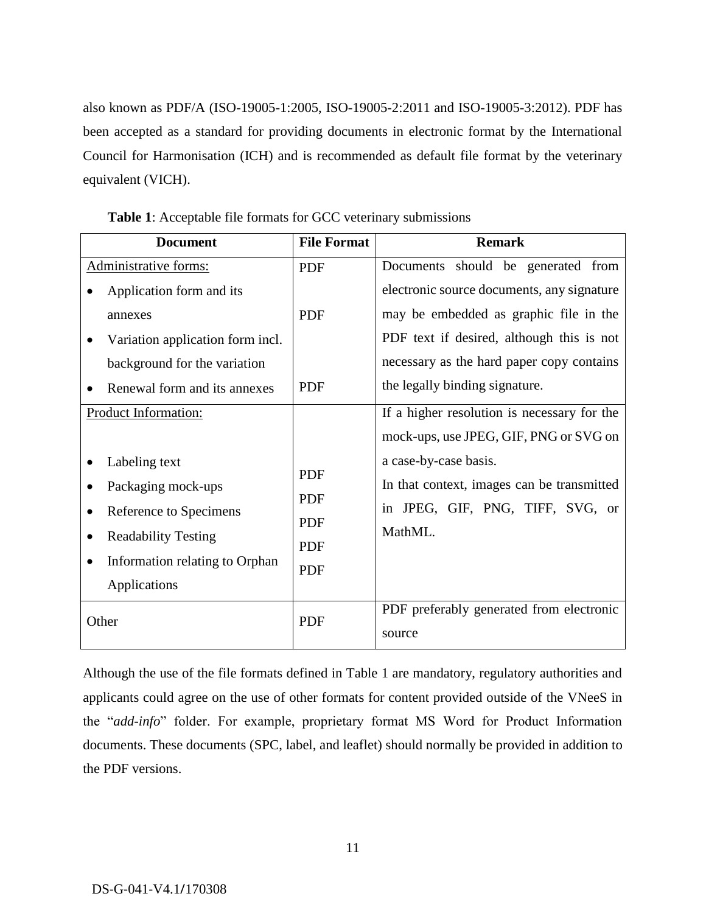also known as PDF/A (ISO-19005-1:2005, ISO-19005-2:2011 and ISO-19005-3:2012). PDF has been accepted as a standard for providing documents in electronic format by the International Council for Harmonisation (ICH) and is recommended as default file format by the veterinary equivalent (VICH).

**Table 1**: Acceptable file formats for GCC veterinary submissions

| Document | File Format | Remark |
|---|---|---|
| Administrative forms:<br>• Application form and its annexes<br>• Variation application form incl. background for the variation<br>• Renewal form and its annexes | PDF<br>PDF<br>PDF | Documents should be generated from electronic source documents, any signature may be embedded as graphic file in the PDF text if desired, although this is not necessary as the hard paper copy contains the legally binding signature. |
| Product Information:<br>• Labeling text<br>• Packaging mock-ups<br>• Reference to Specimens<br>• Readability Testing<br>• Information relating to Orphan Applications | PDF<br>PDF<br>PDF<br>PDF<br>PDF | If a higher resolution is necessary for the mock-ups, use JPEG, GIF, PNG or SVG on a case-by-case basis.<br>In that context, images can be transmitted in JPEG, GIF, PNG, TIFF, SVG, or MathML. |
| Other | PDF | PDF preferably generated from electronic source |

Although the use of the file formats defined in Table 1 are mandatory, regulatory authorities and applicants could agree on the use of other formats for content provided outside of the VNeeS in the "*add-info*" folder. For example, proprietary format MS Word for Product Information documents. These documents (SPC, label, and leaflet) should normally be provided in addition to the PDF versions.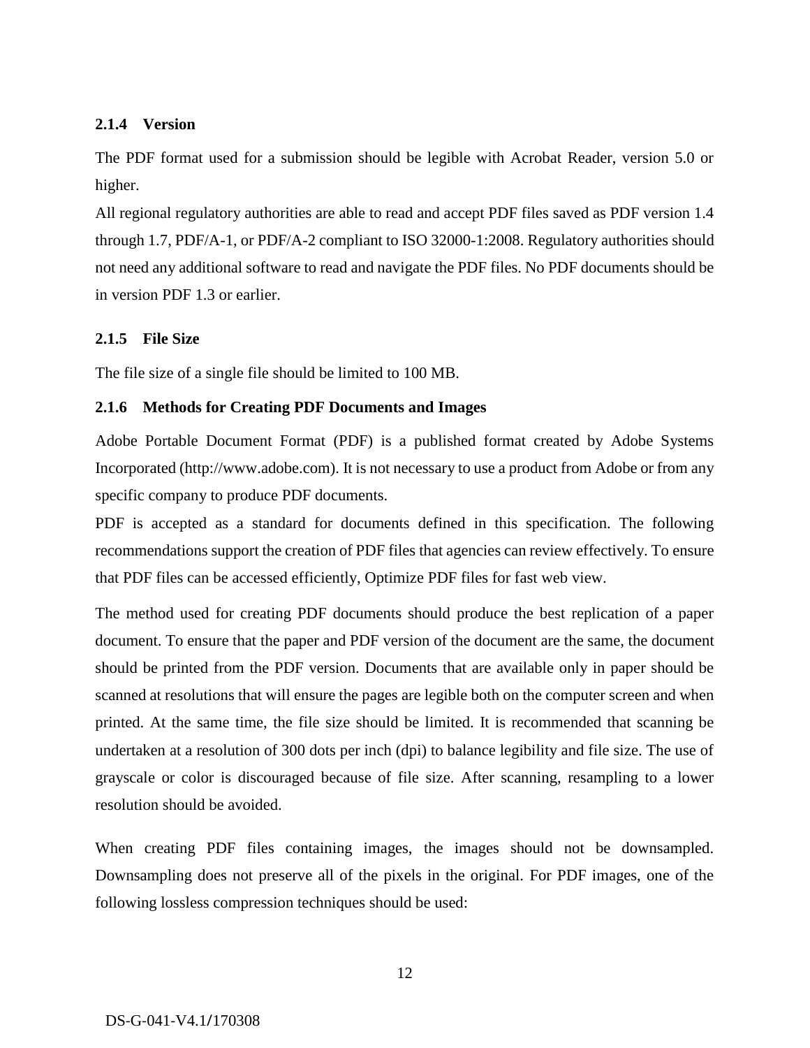### 2.1.4 Version

The PDF format used for a submission should be legible with Acrobat Reader, version 5.0 or higher.

All regional regulatory authorities are able to read and accept PDF files saved as PDF version 1.4 through 1.7, PDF/A-1, or PDF/A-2 compliant to ISO 32000-1:2008. Regulatory authorities should not need any additional software to read and navigate the PDF files. No PDF documents should be in version PDF 1.3 or earlier.

### 2.1.5 File Size

The file size of a single file should be limited to 100 MB.

### 2.1.6 Methods for Creating PDF Documents and Images

Adobe Portable Document Format (PDF) is a published format created by Adobe Systems Incorporated (http://www.adobe.com). It is not necessary to use a product from Adobe or from any specific company to produce PDF documents.

PDF is accepted as a standard for documents defined in this specification. The following recommendations support the creation of PDF files that agencies can review effectively. To ensure that PDF files can be accessed efficiently, Optimize PDF files for fast web view.

The method used for creating PDF documents should produce the best replication of a paper document. To ensure that the paper and PDF version of the document are the same, the document should be printed from the PDF version. Documents that are available only in paper should be scanned at resolutions that will ensure the pages are legible both on the computer screen and when printed. At the same time, the file size should be limited. It is recommended that scanning be undertaken at a resolution of 300 dots per inch (dpi) to balance legibility and file size. The use of grayscale or color is discouraged because of file size. After scanning, resampling to a lower resolution should be avoided.

When creating PDF files containing images, the images should not be downsampled. Downsampling does not preserve all of the pixels in the original. For PDF images, one of the following lossless compression techniques should be used: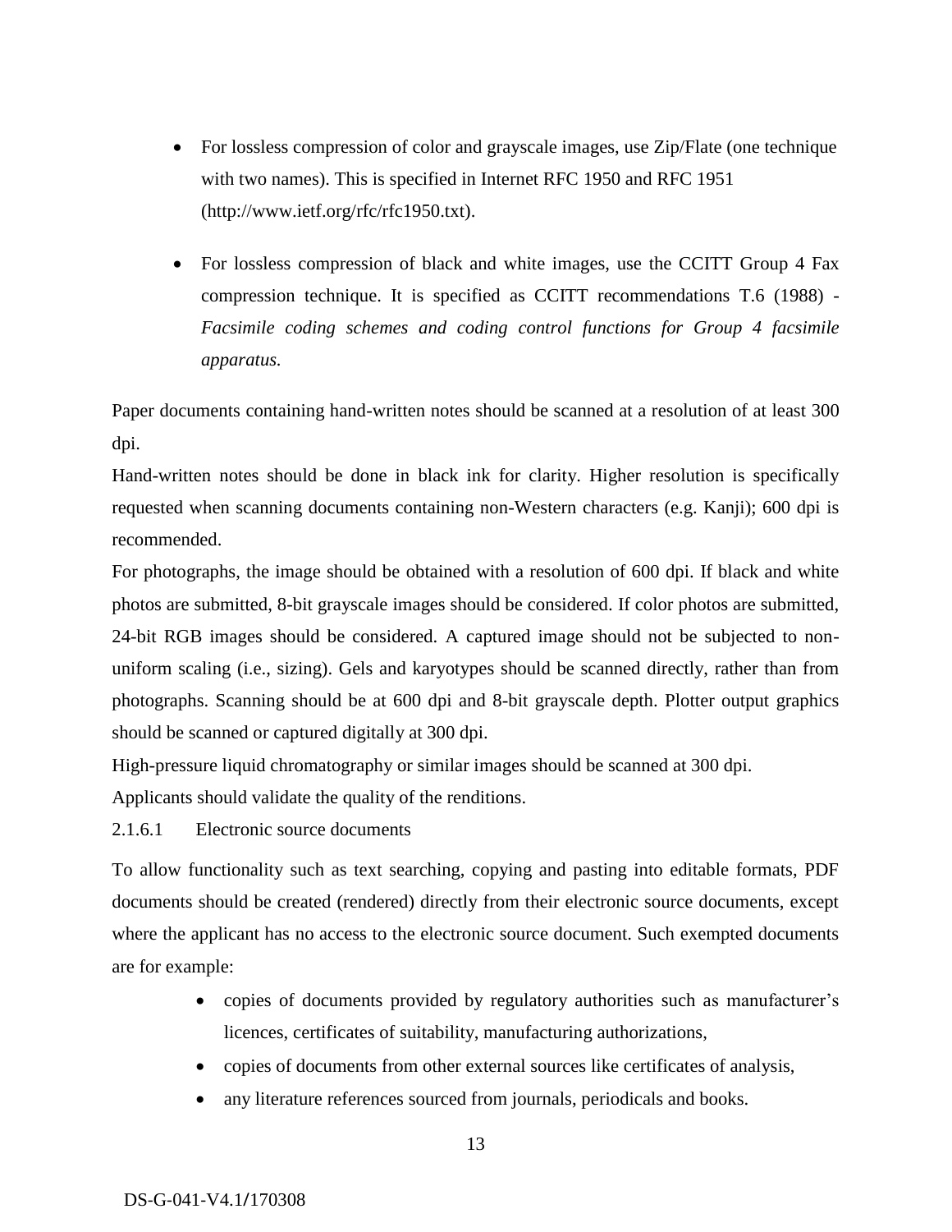- For lossless compression of color and grayscale images, use Zip/Flate (one technique with two names). This is specified in Internet RFC 1950 and RFC 1951 (http://www.ietf.org/rfc/rfc1950.txt).

- For lossless compression of black and white images, use the CCITT Group 4 Fax compression technique. It is specified as CCITT recommendations T.6 (1988) - *Facsimile coding schemes and coding control functions for Group 4 facsimile apparatus.*

Paper documents containing hand-written notes should be scanned at a resolution of at least 300 dpi.

Hand-written notes should be done in black ink for clarity. Higher resolution is specifically requested when scanning documents containing non-Western characters (e.g. Kanji); 600 dpi is recommended.

For photographs, the image should be obtained with a resolution of 600 dpi. If black and white photos are submitted, 8-bit grayscale images should be considered. If color photos are submitted, 24-bit RGB images should be considered. A captured image should not be subjected to non-uniform scaling (i.e., sizing). Gels and karyotypes should be scanned directly, rather than from photographs. Scanning should be at 600 dpi and 8-bit grayscale depth. Plotter output graphics should be scanned or captured digitally at 300 dpi.

High-pressure liquid chromatography or similar images should be scanned at 300 dpi.

Applicants should validate the quality of the renditions.

2.1.6.1 Electronic source documents

To allow functionality such as text searching, copying and pasting into editable formats, PDF documents should be created (rendered) directly from their electronic source documents, except where the applicant has no access to the electronic source document. Such exempted documents are for example:

- copies of documents provided by regulatory authorities such as manufacturer's licences, certificates of suitability, manufacturing authorizations,
- copies of documents from other external sources like certificates of analysis,
- any literature references sourced from journals, periodicals and books.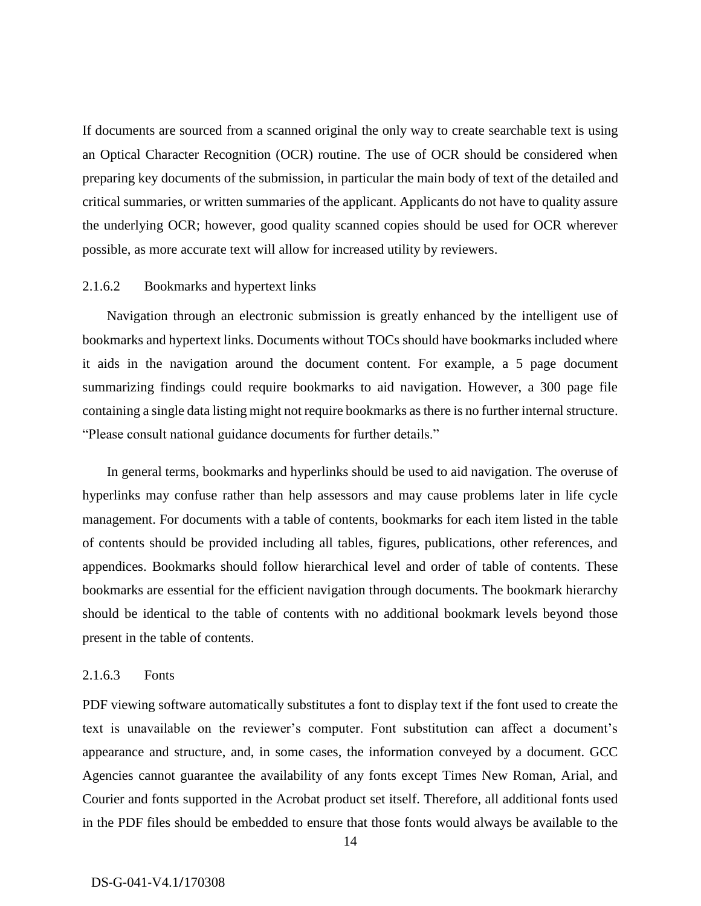If documents are sourced from a scanned original the only way to create searchable text is using an Optical Character Recognition (OCR) routine. The use of OCR should be considered when preparing key documents of the submission, in particular the main body of text of the detailed and critical summaries, or written summaries of the applicant. Applicants do not have to quality assure the underlying OCR; however, good quality scanned copies should be used for OCR wherever possible, as more accurate text will allow for increased utility by reviewers.

#### 2.1.6.2 Bookmarks and hypertext links

Navigation through an electronic submission is greatly enhanced by the intelligent use of bookmarks and hypertext links. Documents without TOCs should have bookmarks included where it aids in the navigation around the document content. For example, a 5 page document summarizing findings could require bookmarks to aid navigation. However, a 300 page file containing a single data listing might not require bookmarks as there is no further internal structure. "Please consult national guidance documents for further details."

In general terms, bookmarks and hyperlinks should be used to aid navigation. The overuse of hyperlinks may confuse rather than help assessors and may cause problems later in life cycle management. For documents with a table of contents, bookmarks for each item listed in the table of contents should be provided including all tables, figures, publications, other references, and appendices. Bookmarks should follow hierarchical level and order of table of contents. These bookmarks are essential for the efficient navigation through documents. The bookmark hierarchy should be identical to the table of contents with no additional bookmark levels beyond those present in the table of contents.

#### 2.1.6.3 Fonts

PDF viewing software automatically substitutes a font to display text if the font used to create the text is unavailable on the reviewer's computer. Font substitution can affect a document's appearance and structure, and, in some cases, the information conveyed by a document. GCC Agencies cannot guarantee the availability of any fonts except Times New Roman, Arial, and Courier and fonts supported in the Acrobat product set itself. Therefore, all additional fonts used in the PDF files should be embedded to ensure that those fonts would always be available to the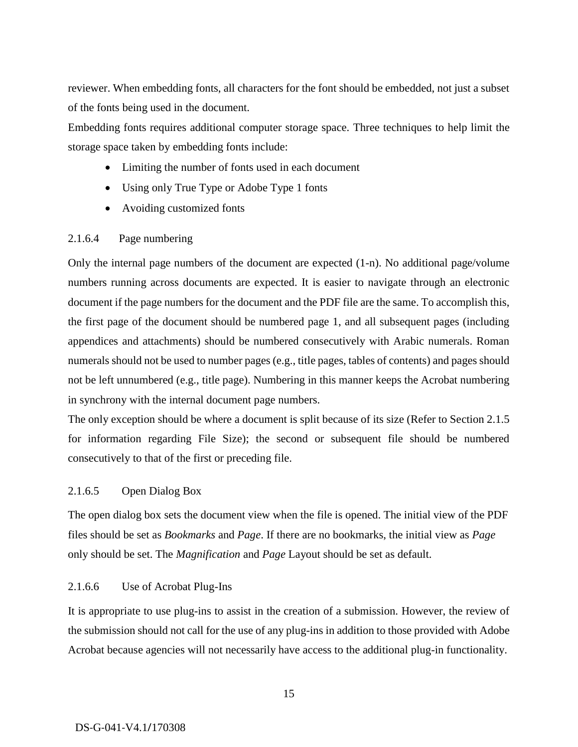reviewer. When embedding fonts, all characters for the font should be embedded, not just a subset of the fonts being used in the document.

Embedding fonts requires additional computer storage space. Three techniques to help limit the storage space taken by embedding fonts include:

- Limiting the number of fonts used in each document
- Using only True Type or Adobe Type 1 fonts
- Avoiding customized fonts

#### 2.1.6.4 Page numbering

Only the internal page numbers of the document are expected (1-n). No additional page/volume numbers running across documents are expected. It is easier to navigate through an electronic document if the page numbers for the document and the PDF file are the same. To accomplish this, the first page of the document should be numbered page 1, and all subsequent pages (including appendices and attachments) should be numbered consecutively with Arabic numerals. Roman numerals should not be used to number pages (e.g., title pages, tables of contents) and pages should not be left unnumbered (e.g., title page). Numbering in this manner keeps the Acrobat numbering in synchrony with the internal document page numbers.

The only exception should be where a document is split because of its size (Refer to Section 2.1.5 for information regarding File Size); the second or subsequent file should be numbered consecutively to that of the first or preceding file.

#### 2.1.6.5 Open Dialog Box

The open dialog box sets the document view when the file is opened. The initial view of the PDF files should be set as *Bookmarks* and *Page*. If there are no bookmarks, the initial view as *Page* only should be set. The *Magnification* and *Page* Layout should be set as default.

#### 2.1.6.6 Use of Acrobat Plug-Ins

It is appropriate to use plug-ins to assist in the creation of a submission. However, the review of the submission should not call for the use of any plug-ins in addition to those provided with Adobe Acrobat because agencies will not necessarily have access to the additional plug-in functionality.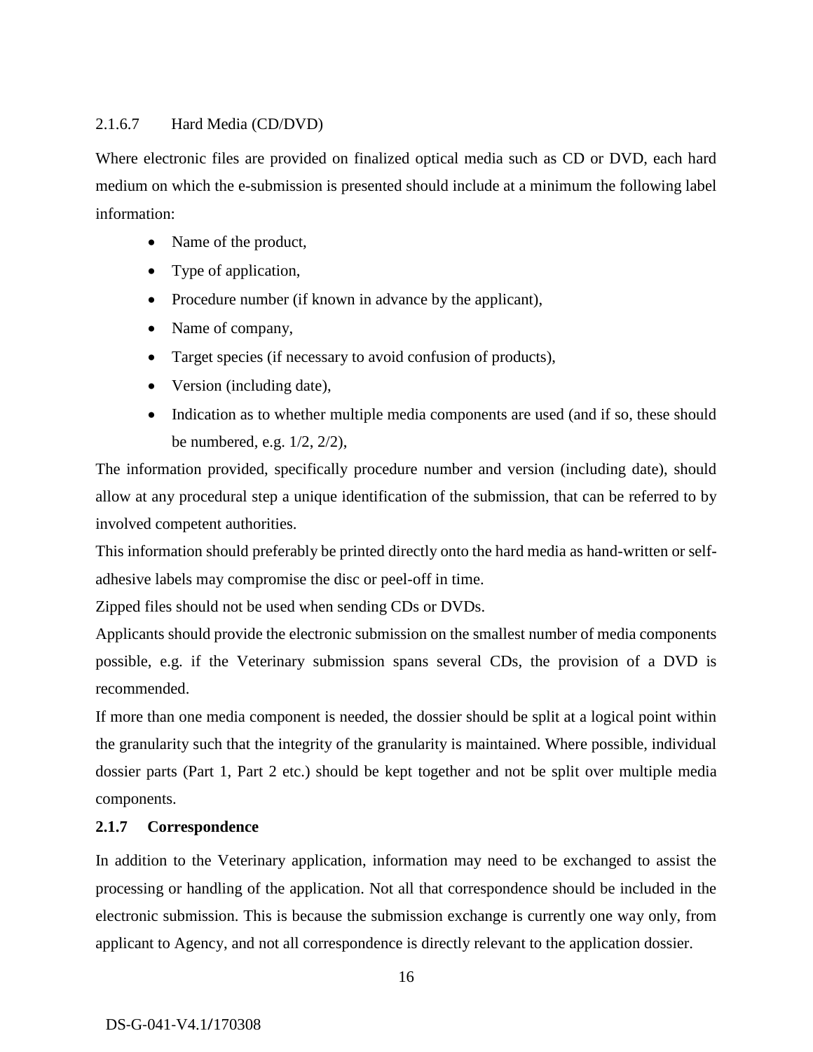#### 2.1.6.7 Hard Media (CD/DVD)

Where electronic files are provided on finalized optical media such as CD or DVD, each hard medium on which the e-submission is presented should include at a minimum the following label information:

- Name of the product,
- Type of application,
- Procedure number (if known in advance by the applicant),
- Name of company,
- Target species (if necessary to avoid confusion of products),
- Version (including date),
- Indication as to whether multiple media components are used (and if so, these should be numbered, e.g. 1/2, 2/2),

The information provided, specifically procedure number and version (including date), should allow at any procedural step a unique identification of the submission, that can be referred to by involved competent authorities.

This information should preferably be printed directly onto the hard media as hand-written or self-adhesive labels may compromise the disc or peel-off in time.

Zipped files should not be used when sending CDs or DVDs.

Applicants should provide the electronic submission on the smallest number of media components possible, e.g. if the Veterinary submission spans several CDs, the provision of a DVD is recommended.

If more than one media component is needed, the dossier should be split at a logical point within the granularity such that the integrity of the granularity is maintained. Where possible, individual dossier parts (Part 1, Part 2 etc.) should be kept together and not be split over multiple media components.

### 2.1.7 Correspondence

In addition to the Veterinary application, information may need to be exchanged to assist the processing or handling of the application. Not all that correspondence should be included in the electronic submission. This is because the submission exchange is currently one way only, from applicant to Agency, and not all correspondence is directly relevant to the application dossier.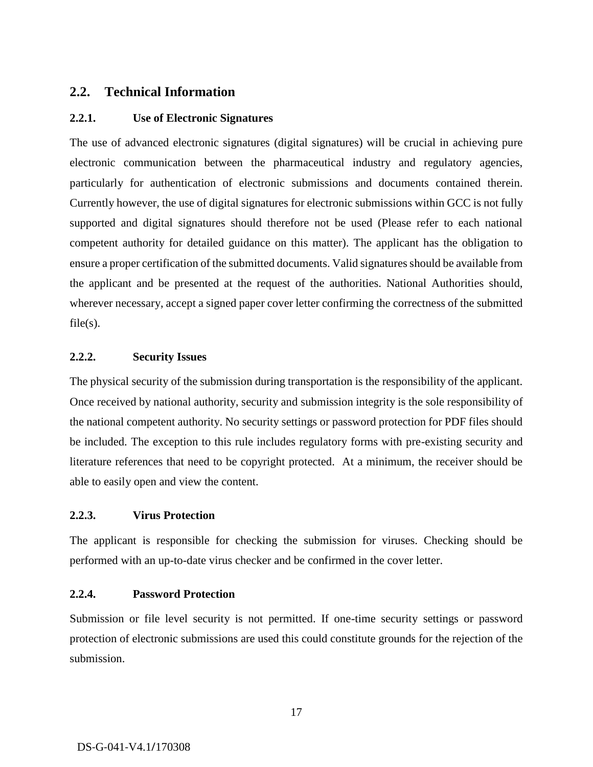## 2.2. Technical Information

### 2.2.1. Use of Electronic Signatures

The use of advanced electronic signatures (digital signatures) will be crucial in achieving pure electronic communication between the pharmaceutical industry and regulatory agencies, particularly for authentication of electronic submissions and documents contained therein. Currently however, the use of digital signatures for electronic submissions within GCC is not fully supported and digital signatures should therefore not be used (Please refer to each national competent authority for detailed guidance on this matter). The applicant has the obligation to ensure a proper certification of the submitted documents. Valid signatures should be available from the applicant and be presented at the request of the authorities. National Authorities should, wherever necessary, accept a signed paper cover letter confirming the correctness of the submitted file(s).

### 2.2.2. Security Issues

The physical security of the submission during transportation is the responsibility of the applicant. Once received by national authority, security and submission integrity is the sole responsibility of the national competent authority. No security settings or password protection for PDF files should be included. The exception to this rule includes regulatory forms with pre-existing security and literature references that need to be copyright protected. At a minimum, the receiver should be able to easily open and view the content.

### 2.2.3. Virus Protection

The applicant is responsible for checking the submission for viruses. Checking should be performed with an up-to-date virus checker and be confirmed in the cover letter.

### 2.2.4. Password Protection

Submission or file level security is not permitted. If one-time security settings or password protection of electronic submissions are used this could constitute grounds for the rejection of the submission.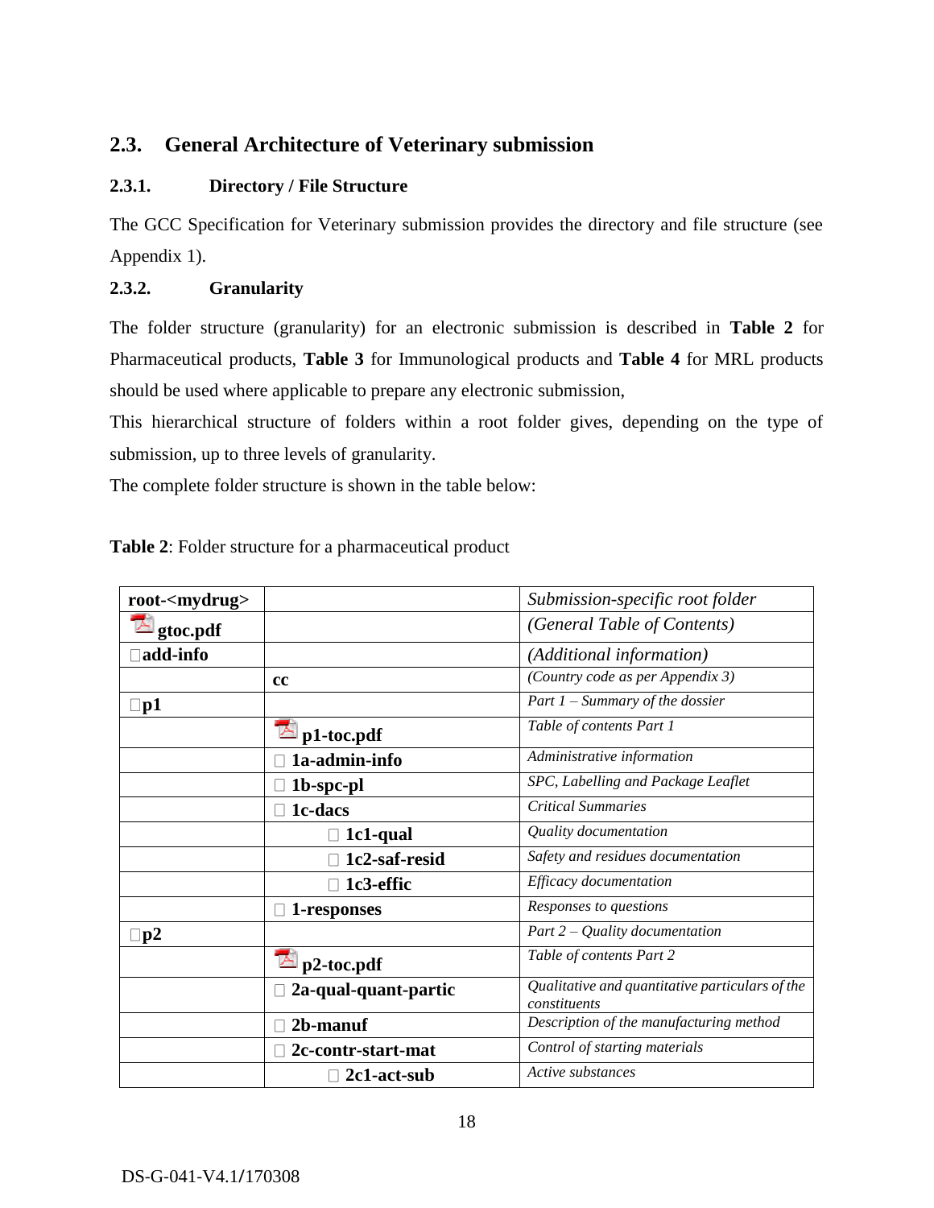## 2.3. General Architecture of Veterinary submission

### 2.3.1. Directory / File Structure

The GCC Specification for Veterinary submission provides the directory and file structure (see Appendix 1).

### 2.3.2. Granularity

The folder structure (granularity) for an electronic submission is described in **Table 2** for Pharmaceutical products, **Table 3** for Immunological products and **Table 4** for MRL products should be used where applicable to prepare any electronic submission,

This hierarchical structure of folders within a root folder gives, depending on the type of submission, up to three levels of granularity.

The complete folder structure is shown in the table below:

**Table 2**: Folder structure for a pharmaceutical product

| root-<mydrug> | | *Submission-specific root folder* |
|---|---|---|
| **gtoc.pdf** | | *(General Table of Contents)* |
| **add-info** | | *(Additional information)* |
| | **cc** | *(Country code as per Appendix 3)* |
| **p1** | | *Part 1 – Summary of the dossier* |
| | **p1-toc.pdf** | *Table of contents Part 1* |
| | **1a-admin-info** | *Administrative information* |
| | **1b-spc-pl** | *SPC, Labelling and Package Leaflet* |
| | **1c-dacs** | *Critical Summaries* |
| | **1c1-qual** | *Quality documentation* |
| | **1c2-saf-resid** | *Safety and residues documentation* |
| | **1c3-effic** | *Efficacy documentation* |
| | **1-responses** | *Responses to questions* |
| **p2** | | *Part 2 – Quality documentation* |
| | **p2-toc.pdf** | *Table of contents Part 2* |
| | **2a-qual-quant-partic** | *Qualitative and quantitative particulars of the constituents* |
| | **2b-manuf** | *Description of the manufacturing method* |
| | **2c-contr-start-mat** | *Control of starting materials* |
| | **2c1-act-sub** | *Active substances* |

DS-G-041-V4.1/170308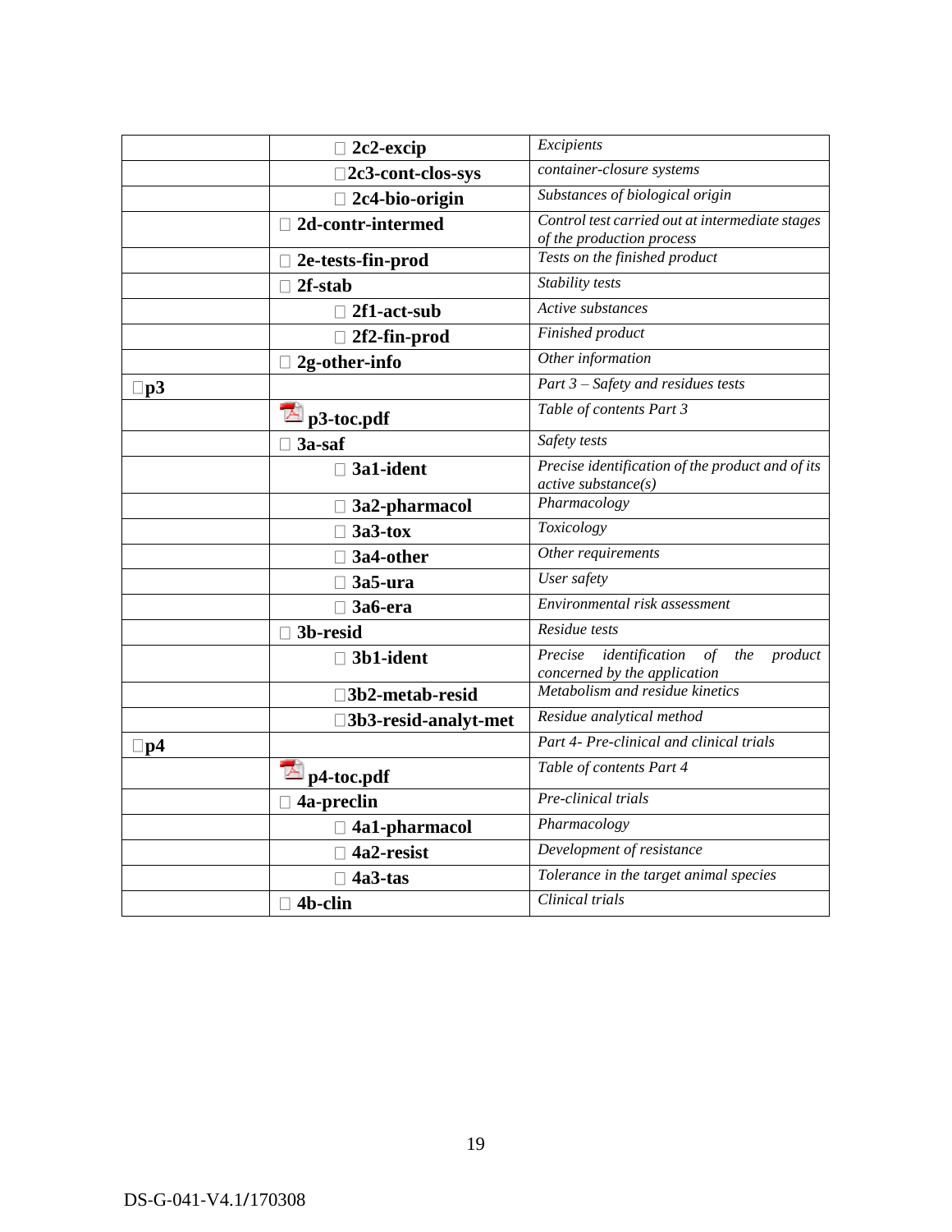| | | |
|---|---|---|
| | 2c2-excip | *Excipients* |
| | 2c3-cont-clos-sys | *container-closure systems* |
| | 2c4-bio-origin | *Substances of biological origin* |
| | 2d-contr-intermed | *Control test carried out at intermediate stages of the production process* |
| | 2e-tests-fin-prod | *Tests on the finished product* |
| | 2f-stab | *Stability tests* |
| | 2f1-act-sub | *Active substances* |
| | 2f2-fin-prod | *Finished product* |
| | 2g-other-info | *Other information* |
| p3 | | *Part 3 – Safety and residues tests* |
| | p3-toc.pdf | *Table of contents Part 3* |
| | 3a-saf | *Safety tests* |
| | 3a1-ident | *Precise identification of the product and of its active substance(s)* |
| | 3a2-pharmacol | *Pharmacology* |
| | 3a3-tox | *Toxicology* |
| | 3a4-other | *Other requirements* |
| | 3a5-ura | *User safety* |
| | 3a6-era | *Environmental risk assessment* |
| | 3b-resid | *Residue tests* |
| | 3b1-ident | *Precise identification of the product concerned by the application* |
| | 3b2-metab-resid | *Metabolism and residue kinetics* |
| | 3b3-resid-analyt-met | *Residue analytical method* |
| p4 | | *Part 4- Pre-clinical and clinical trials* |
| | p4-toc.pdf | *Table of contents Part 4* |
| | 4a-preclin | *Pre-clinical trials* |
| | 4a1-pharmacol | *Pharmacology* |
| | 4a2-resist | *Development of resistance* |
| | 4a3-tas | *Tolerance in the target animal species* |
| | 4b-clin | *Clinical trials* |

DS-G-041-V4.1/170308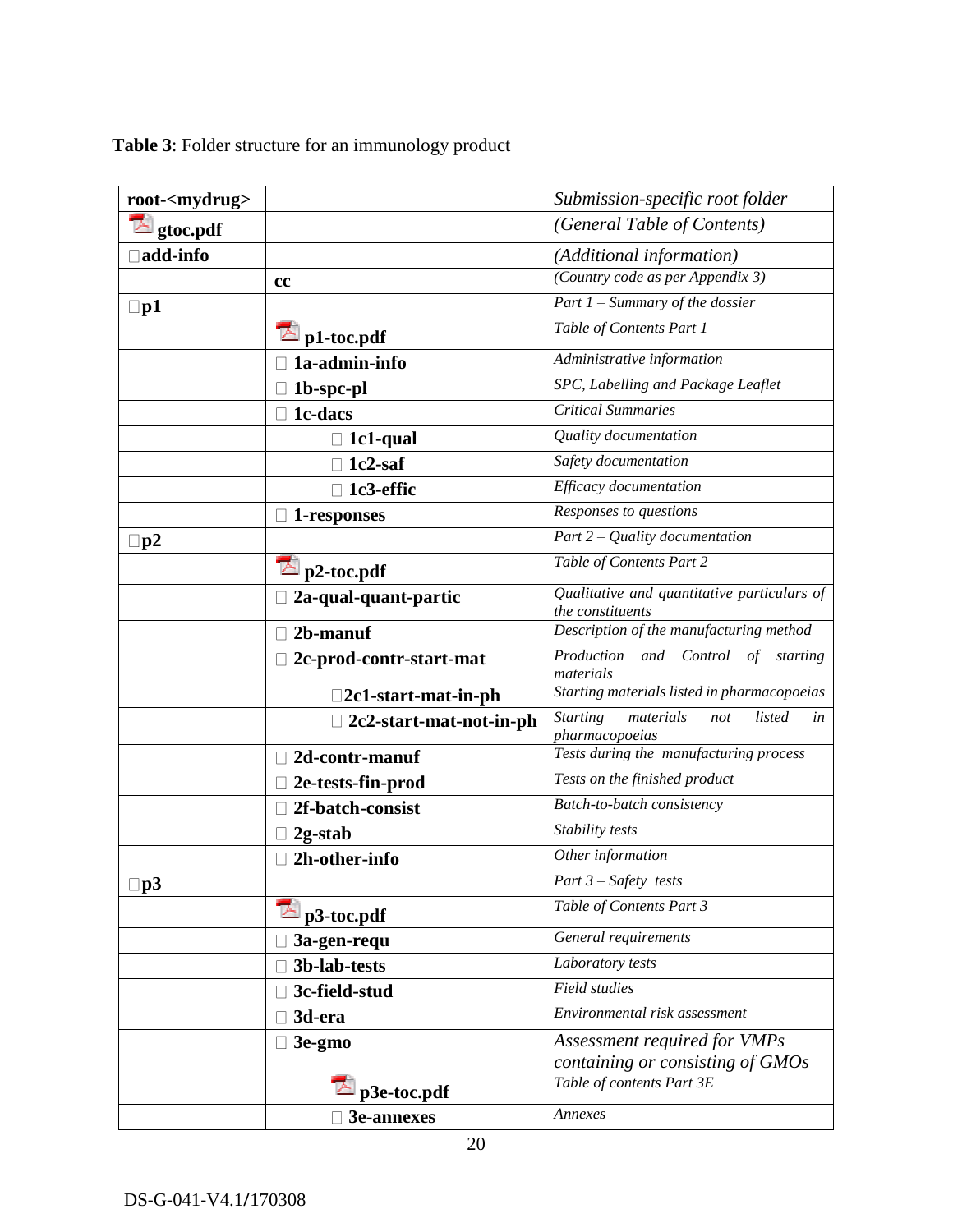**Table 3**: Folder structure for an immunology product

| root-<mydrug> | | *Submission-specific root folder* |
|---|---|---|
| gtoc.pdf | | *(General Table of Contents)* |
| add-info | | *(Additional information)* |
| | **cc** | *(Country code as per Appendix 3)* |
| **p1** | | *Part 1 – Summary of the dossier* |
| | **p1-toc.pdf** | *Table of Contents Part 1* |
| | **1a-admin-info** | *Administrative information* |
| | **1b-spc-pl** | *SPC, Labelling and Package Leaflet* |
| | **1c-dacs** | *Critical Summaries* |
| | **1c1-qual** | *Quality documentation* |
| | **1c2-saf** | *Safety documentation* |
| | **1c3-effic** | *Efficacy documentation* |
| | **1-responses** | *Responses to questions* |
| **p2** | | *Part 2 – Quality documentation* |
| | **p2-toc.pdf** | *Table of Contents Part 2* |
| | **2a-qual-quant-partic** | *Qualitative and quantitative particulars of the constituents* |
| | **2b-manuf** | *Description of the manufacturing method* |
| | **2c-prod-contr-start-mat** | *Production and Control of starting materials* |
| | **2c1-start-mat-in-ph** | *Starting materials listed in pharmacopoeias* |
| | **2c2-start-mat-not-in-ph** | *Starting materials not listed in pharmacopoeias* |
| | **2d-contr-manuf** | *Tests during the manufacturing process* |
| | **2e-tests-fin-prod** | *Tests on the finished product* |
| | **2f-batch-consist** | *Batch-to-batch consistency* |
| | **2g-stab** | *Stability tests* |
| | **2h-other-info** | *Other information* |
| **p3** | | *Part 3 – Safety tests* |
| | **p3-toc.pdf** | *Table of Contents Part 3* |
| | **3a-gen-requ** | *General requirements* |
| | **3b-lab-tests** | *Laboratory tests* |
| | **3c-field-stud** | *Field studies* |
| | **3d-era** | *Environmental risk assessment* |
| | **3e-gmo** | *Assessment required for VMPs containing or consisting of GMOs* |
| | **p3e-toc.pdf** | *Table of contents Part 3E* |
| | **3e-annexes** | *Annexes* |

DS-G-041-V4.1/170308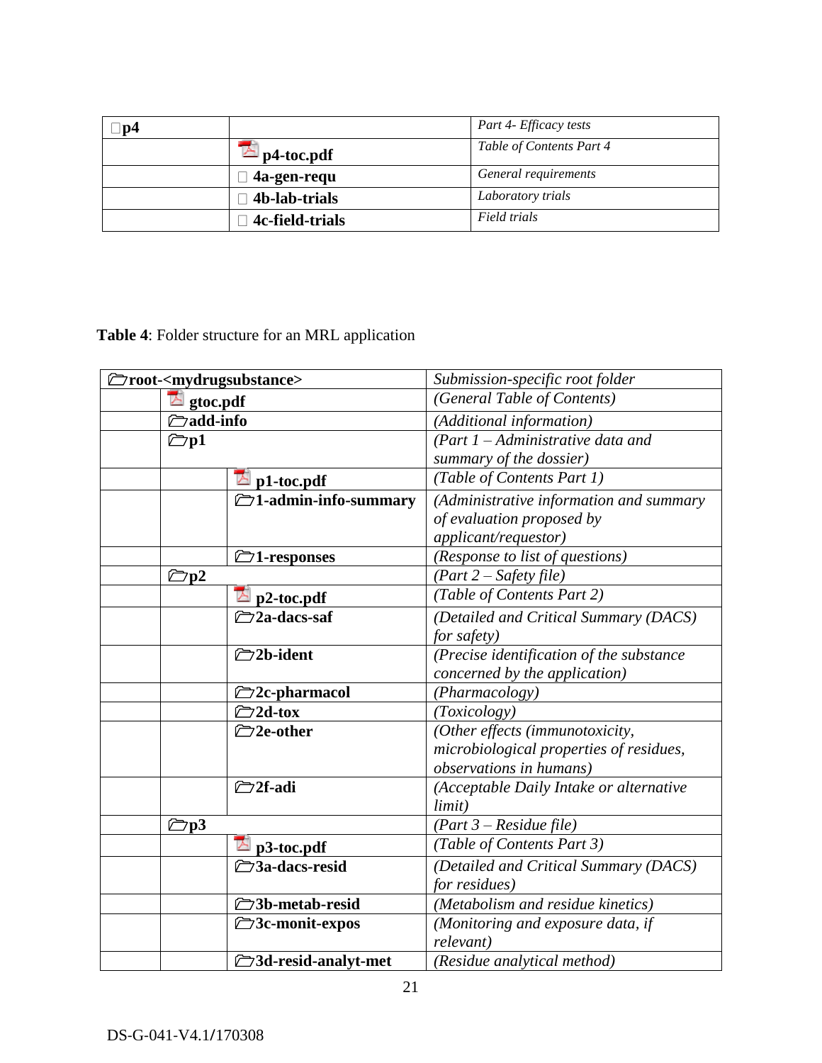| p4 | | Part 4- Efficacy tests |
|---|---|---|
| | p4-toc.pdf | Table of Contents Part 4 |
| | 4a-gen-requ | General requirements |
| | 4b-lab-trials | Laboratory trials |
| | 4c-field-trials | Field trials |

**Table 4**: Folder structure for an MRL application

| root-<mydrugsubstance> | | | *Submission-specific root folder* |
|---|---|---|---|
| | gtoc.pdf | | *(General Table of Contents)* |
| | add-info | | *(Additional information)* |
| | p1 | | *(Part 1 – Administrative data and summary of the dossier)* |
| | | p1-toc.pdf | *(Table of Contents Part 1)* |
| | | 1-admin-info-summary | *(Administrative information and summary of evaluation proposed by applicant/requestor)* |
| | | 1-responses | *(Response to list of questions)* |
| | p2 | | *(Part 2 – Safety file)* |
| | | p2-toc.pdf | *(Table of Contents Part 2)* |
| | | 2a-dacs-saf | *(Detailed and Critical Summary (DACS) for safety)* |
| | | 2b-ident | *(Precise identification of the substance concerned by the application)* |
| | | 2c-pharmacol | *(Pharmacology)* |
| | | 2d-tox | *(Toxicology)* |
| | | 2e-other | *(Other effects (immunotoxicity, microbiological properties of residues, observations in humans)* |
| | | 2f-adi | *(Acceptable Daily Intake or alternative limit)* |
| | p3 | | *(Part 3 – Residue file)* |
| | | p3-toc.pdf | *(Table of Contents Part 3)* |
| | | 3a-dacs-resid | *(Detailed and Critical Summary (DACS) for residues)* |
| | | 3b-metab-resid | *(Metabolism and residue kinetics)* |
| | | 3c-monit-expos | *(Monitoring and exposure data, if relevant)* |
| | | 3d-resid-analyt-met | *(Residue analytical method)* |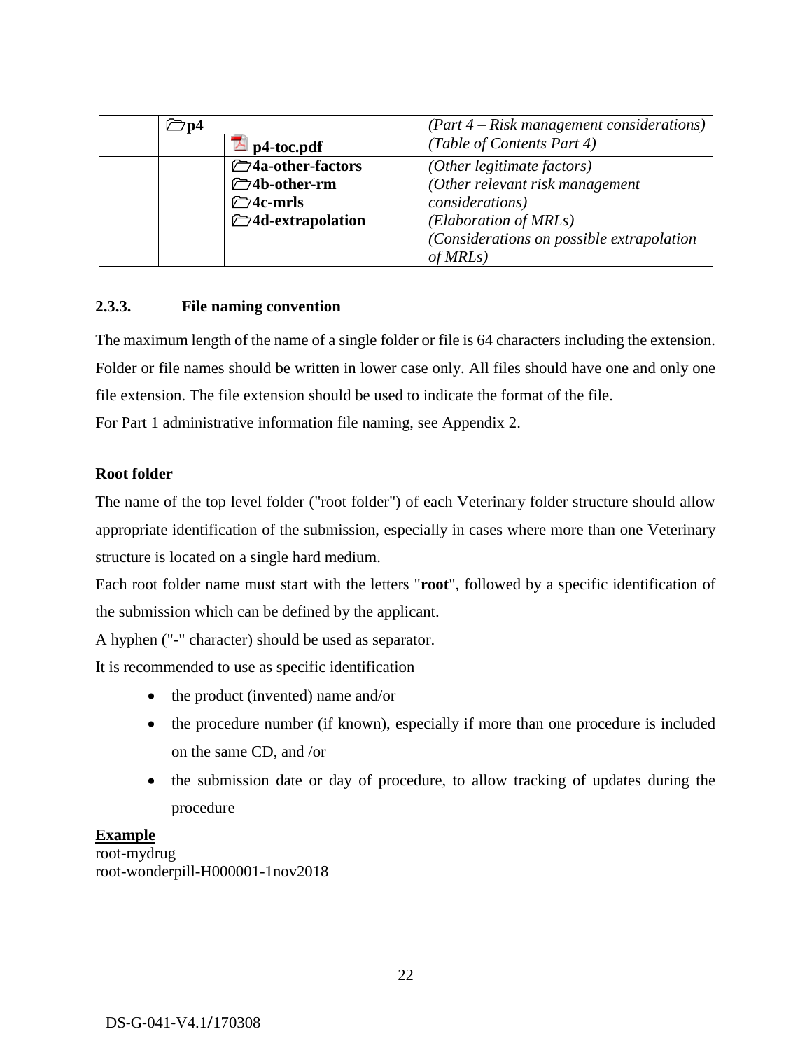| | | | |
|---|---|---|---|
| | p4 | | *(Part 4 – Risk management considerations)* |
| | | p4-toc.pdf | *(Table of Contents Part 4)* |
| | | 4a-other-factors<br>4b-other-rm<br>4c-mrls<br>4d-extrapolation | *(Other legitimate factors)*<br>*(Other relevant risk management considerations)*<br>*(Elaboration of MRLs)*<br>*(Considerations on possible extrapolation of MRLs)* |

### 2.3.3. File naming convention

The maximum length of the name of a single folder or file is 64 characters including the extension. Folder or file names should be written in lower case only. All files should have one and only one file extension. The file extension should be used to indicate the format of the file.

For Part 1 administrative information file naming, see Appendix 2.

**Root folder**

The name of the top level folder ("root folder") of each Veterinary folder structure should allow appropriate identification of the submission, especially in cases where more than one Veterinary structure is located on a single hard medium.

Each root folder name must start with the letters "**root**", followed by a specific identification of the submission which can be defined by the applicant.

A hyphen ("-" character) should be used as separator.

It is recommended to use as specific identification

- the product (invented) name and/or
- the procedure number (if known), especially if more than one procedure is included on the same CD, and /or
- the submission date or day of procedure, to allow tracking of updates during the procedure

**Example**

root-mydrug
root-wonderpill-H000001-1nov2018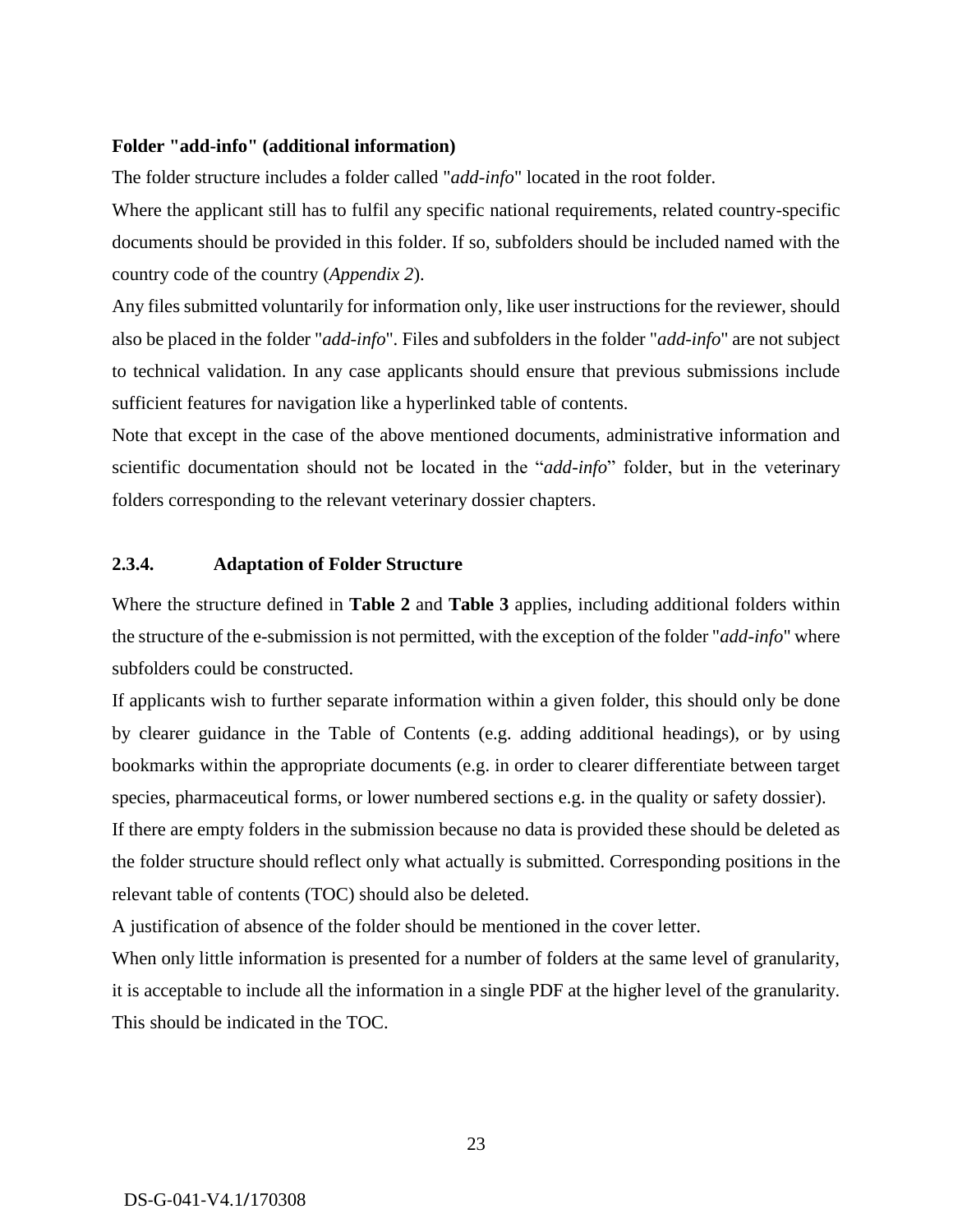**Folder "add-info" (additional information)**

The folder structure includes a folder called "*add-info*" located in the root folder.

Where the applicant still has to fulfil any specific national requirements, related country-specific documents should be provided in this folder. If so, subfolders should be included named with the country code of the country (*Appendix 2*).

Any files submitted voluntarily for information only, like user instructions for the reviewer, should also be placed in the folder "*add-info*". Files and subfolders in the folder "*add-info*" are not subject to technical validation. In any case applicants should ensure that previous submissions include sufficient features for navigation like a hyperlinked table of contents.

Note that except in the case of the above mentioned documents, administrative information and scientific documentation should not be located in the "*add-info*" folder, but in the veterinary folders corresponding to the relevant veterinary dossier chapters.

### 2.3.4. Adaptation of Folder Structure

Where the structure defined in **Table 2** and **Table 3** applies, including additional folders within the structure of the e-submission is not permitted, with the exception of the folder "*add-info*" where subfolders could be constructed.

If applicants wish to further separate information within a given folder, this should only be done by clearer guidance in the Table of Contents (e.g. adding additional headings), or by using bookmarks within the appropriate documents (e.g. in order to clearer differentiate between target species, pharmaceutical forms, or lower numbered sections e.g. in the quality or safety dossier).

If there are empty folders in the submission because no data is provided these should be deleted as the folder structure should reflect only what actually is submitted. Corresponding positions in the relevant table of contents (TOC) should also be deleted.

A justification of absence of the folder should be mentioned in the cover letter.

When only little information is presented for a number of folders at the same level of granularity, it is acceptable to include all the information in a single PDF at the higher level of the granularity. This should be indicated in the TOC.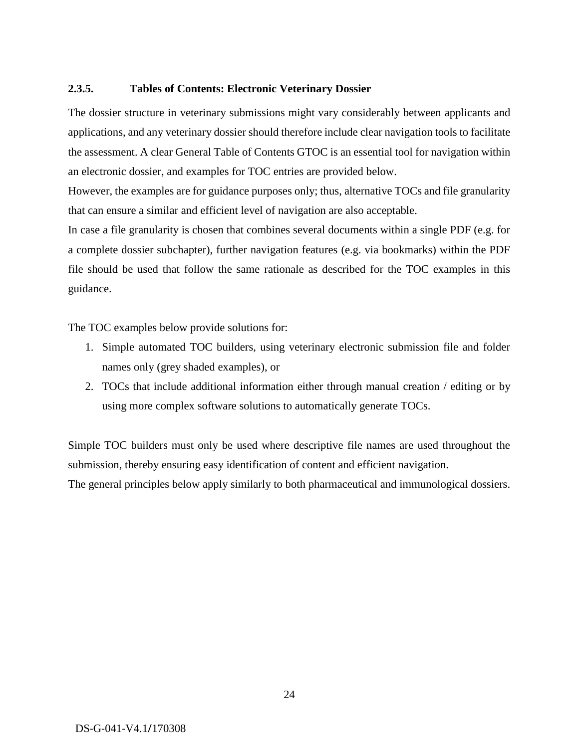### 2.3.5. Tables of Contents: Electronic Veterinary Dossier

The dossier structure in veterinary submissions might vary considerably between applicants and applications, and any veterinary dossier should therefore include clear navigation tools to facilitate the assessment. A clear General Table of Contents GTOC is an essential tool for navigation within an electronic dossier, and examples for TOC entries are provided below.

However, the examples are for guidance purposes only; thus, alternative TOCs and file granularity that can ensure a similar and efficient level of navigation are also acceptable.

In case a file granularity is chosen that combines several documents within a single PDF (e.g. for a complete dossier subchapter), further navigation features (e.g. via bookmarks) within the PDF file should be used that follow the same rationale as described for the TOC examples in this guidance.

The TOC examples below provide solutions for:

1. Simple automated TOC builders, using veterinary electronic submission file and folder names only (grey shaded examples), or
2. TOCs that include additional information either through manual creation / editing or by using more complex software solutions to automatically generate TOCs.

Simple TOC builders must only be used where descriptive file names are used throughout the submission, thereby ensuring easy identification of content and efficient navigation.

The general principles below apply similarly to both pharmaceutical and immunological dossiers.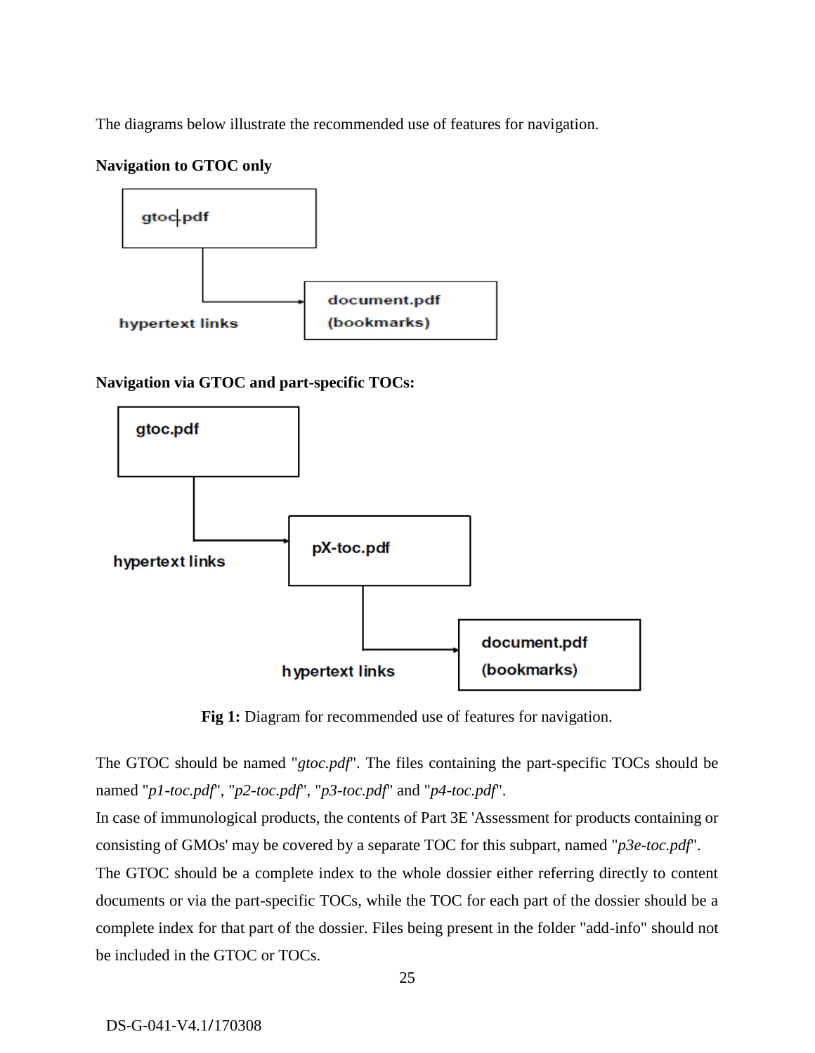The diagrams below illustrate the recommended use of features for navigation.

**Navigation to GTOC only**

gtoc.pdf

hypertext links

document.pdf
(bookmarks)

**Navigation via GTOC and part-specific TOCs:**

gtoc.pdf

hypertext links

pX-toc.pdf

hypertext links

document.pdf
(bookmarks)

**Fig 1:** Diagram for recommended use of features for navigation.

The GTOC should be named "*gtoc.pdf*". The files containing the part-specific TOCs should be named "*p1-toc.pdf*", "*p2-toc.pdf*", "*p3-toc.pdf*" and "*p4-toc.pdf*".

In case of immunological products, the contents of Part 3E 'Assessment for products containing or consisting of GMOs' may be covered by a separate TOC for this subpart, named "*p3e-toc.pdf*".

The GTOC should be a complete index to the whole dossier either referring directly to content documents or via the part-specific TOCs, while the TOC for each part of the dossier should be a complete index for that part of the dossier. Files being present in the folder "add-info" should not be included in the GTOC or TOCs.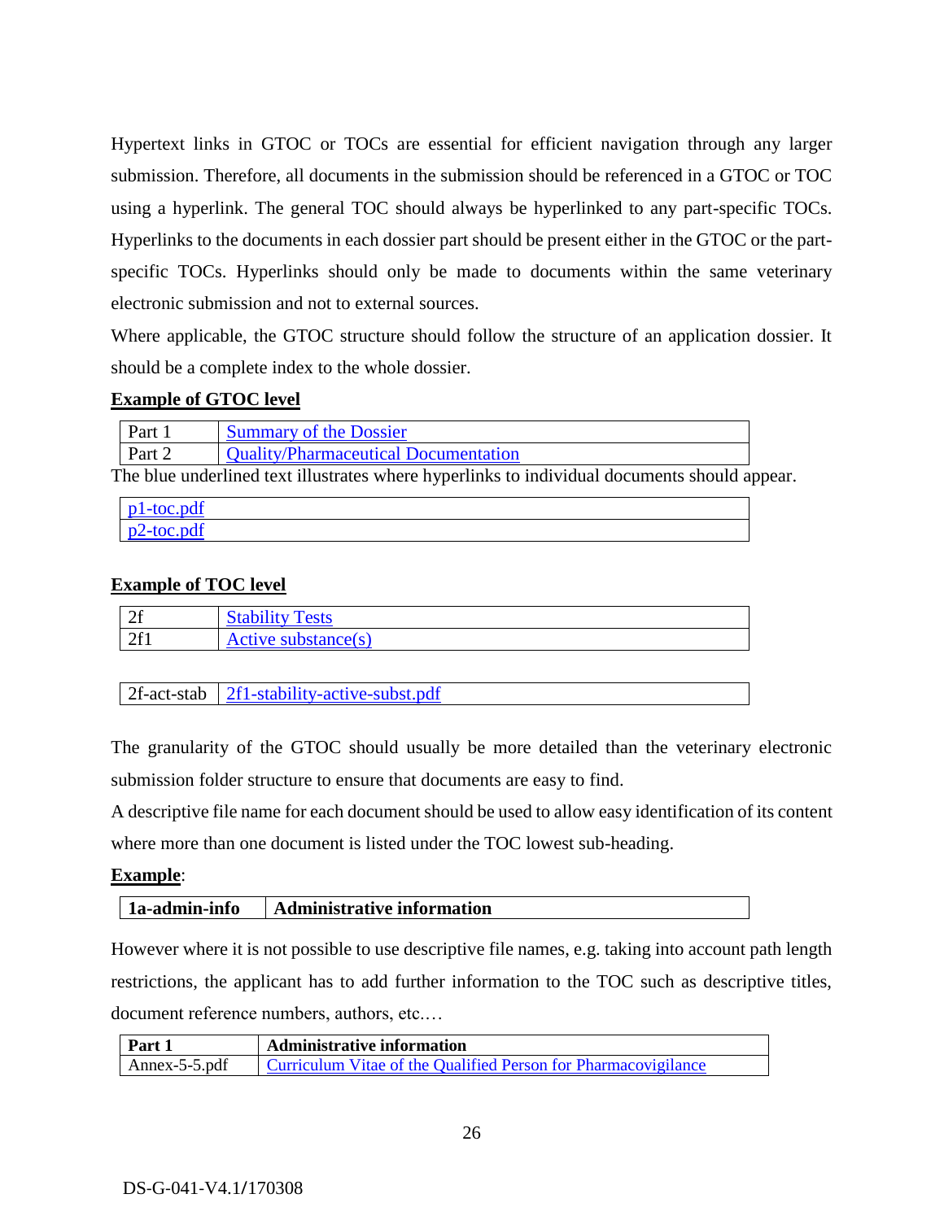Hypertext links in GTOC or TOCs are essential for efficient navigation through any larger submission. Therefore, all documents in the submission should be referenced in a GTOC or TOC using a hyperlink. The general TOC should always be hyperlinked to any part-specific TOCs. Hyperlinks to the documents in each dossier part should be present either in the GTOC or the part-specific TOCs. Hyperlinks should only be made to documents within the same veterinary electronic submission and not to external sources.

Where applicable, the GTOC structure should follow the structure of an application dossier. It should be a complete index to the whole dossier.

**Example of GTOC level**

| Part 1 | Summary of the Dossier |
|---|---|
| Part 2 | Quality/Pharmaceutical Documentation |

The blue underlined text illustrates where hyperlinks to individual documents should appear.

| p1-toc.pdf |
|---|
| p2-toc.pdf |

**Example of TOC level**

| 2f | Stability Tests |
|---|---|
| 2f1 | Active substance(s) |

| 2f-act-stab | 2f1-stability-active-subst.pdf |
|---|---|

The granularity of the GTOC should usually be more detailed than the veterinary electronic submission folder structure to ensure that documents are easy to find.

A descriptive file name for each document should be used to allow easy identification of its content where more than one document is listed under the TOC lowest sub-heading.

**Example**:

| **1a-admin-info** | **Administrative information** |
|---|---|

However where it is not possible to use descriptive file names, e.g. taking into account path length restrictions, the applicant has to add further information to the TOC such as descriptive titles, document reference numbers, authors, etc.…

| **Part 1** | **Administrative information** |
|---|---|
| Annex-5-5.pdf | Curriculum Vitae of the Qualified Person for Pharmacovigilance |

DS-G-041-V4.1/170308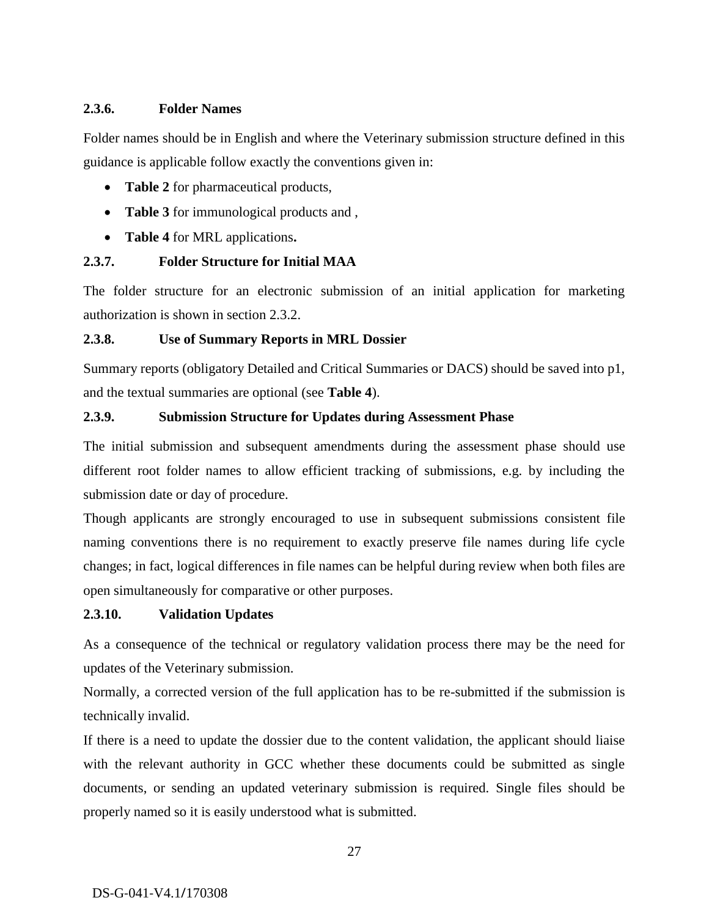### 2.3.6. Folder Names

Folder names should be in English and where the Veterinary submission structure defined in this guidance is applicable follow exactly the conventions given in:

- **Table 2** for pharmaceutical products,
- **Table 3** for immunological products and ,
- **Table 4** for MRL applications**.**

### 2.3.7. Folder Structure for Initial MAA

The folder structure for an electronic submission of an initial application for marketing authorization is shown in section 2.3.2.

### 2.3.8. Use of Summary Reports in MRL Dossier

Summary reports (obligatory Detailed and Critical Summaries or DACS) should be saved into p1, and the textual summaries are optional (see **Table 4**).

### 2.3.9. Submission Structure for Updates during Assessment Phase

The initial submission and subsequent amendments during the assessment phase should use different root folder names to allow efficient tracking of submissions, e.g. by including the submission date or day of procedure.

Though applicants are strongly encouraged to use in subsequent submissions consistent file naming conventions there is no requirement to exactly preserve file names during life cycle changes; in fact, logical differences in file names can be helpful during review when both files are open simultaneously for comparative or other purposes.

### 2.3.10. Validation Updates

As a consequence of the technical or regulatory validation process there may be the need for updates of the Veterinary submission.

Normally, a corrected version of the full application has to be re-submitted if the submission is technically invalid.

If there is a need to update the dossier due to the content validation, the applicant should liaise with the relevant authority in GCC whether these documents could be submitted as single documents, or sending an updated veterinary submission is required. Single files should be properly named so it is easily understood what is submitted.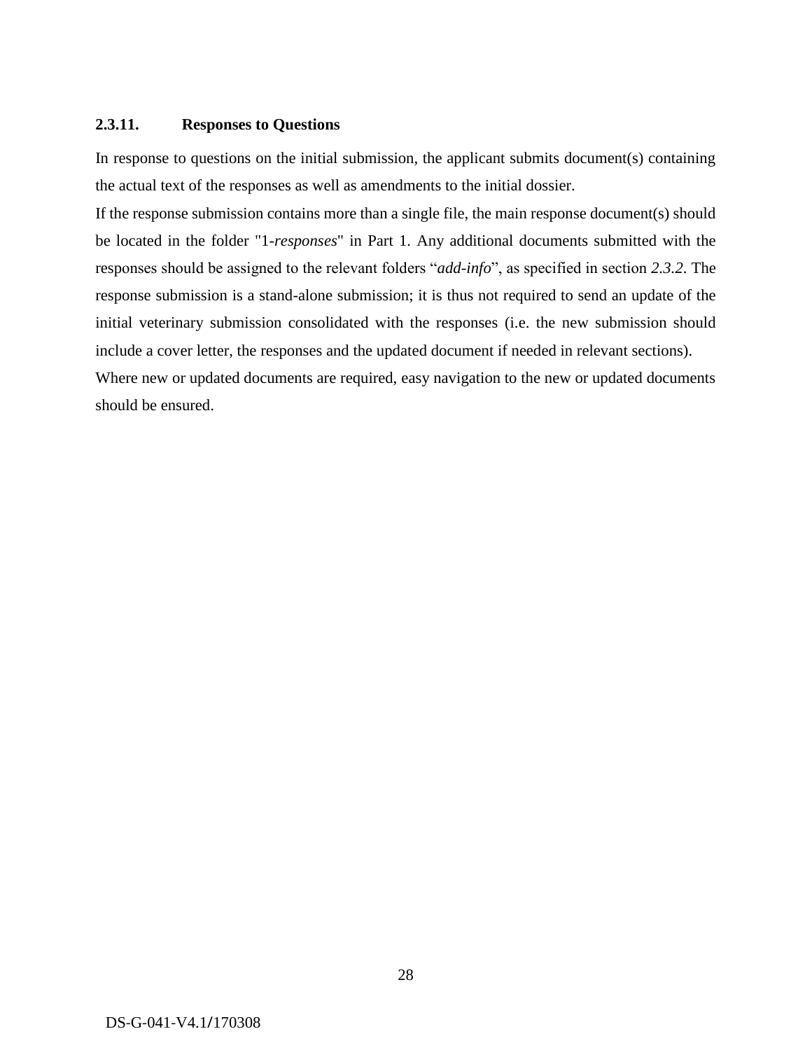### 2.3.11. Responses to Questions

In response to questions on the initial submission, the applicant submits document(s) containing the actual text of the responses as well as amendments to the initial dossier.

If the response submission contains more than a single file, the main response document(s) should be located in the folder "1-*responses*" in Part 1. Any additional documents submitted with the responses should be assigned to the relevant folders "*add-info*", as specified in section *2.3.2*. The response submission is a stand-alone submission; it is thus not required to send an update of the initial veterinary submission consolidated with the responses (i.e. the new submission should include a cover letter, the responses and the updated document if needed in relevant sections).

Where new or updated documents are required, easy navigation to the new or updated documents should be ensured.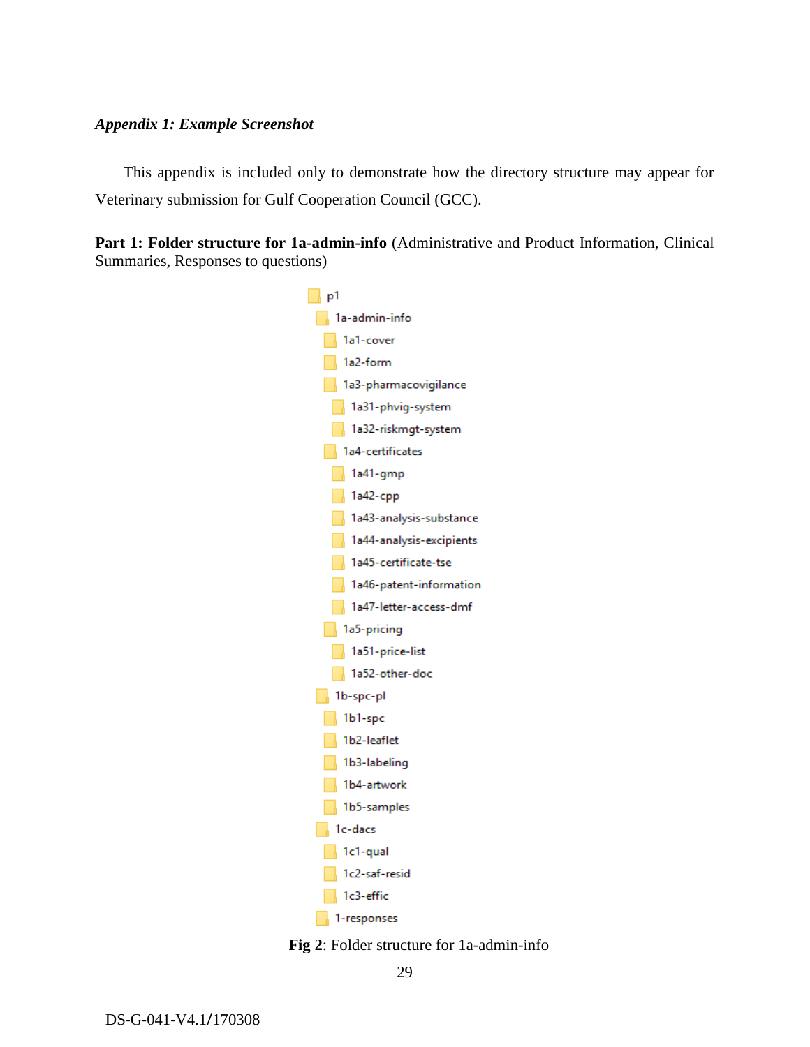***Appendix 1: Example Screenshot***

This appendix is included only to demonstrate how the directory structure may appear for Veterinary submission for Gulf Cooperation Council (GCC).

**Part 1: Folder structure for 1a-admin-info** (Administrative and Product Information, Clinical Summaries, Responses to questions)

```
p1
  1a-admin-info
    1a1-cover
    1a2-form
    1a3-pharmacovigilance
      1a31-phvig-system
      1a32-riskmgt-system
    1a4-certificates
      1a41-gmp
      1a42-cpp
      1a43-analysis-substance
      1a44-analysis-excipients
      1a45-certificate-tse
      1a46-patent-information
      1a47-letter-access-dmf
    1a5-pricing
      1a51-price-list
      1a52-other-doc
  1b-spc-pl
    1b1-spc
    1b2-leaflet
    1b3-labeling
    1b4-artwork
    1b5-samples
  1c-dacs
    1c1-qual
    1c2-saf-resid
    1c3-effic
  1-responses
```

**Fig 2**: Folder structure for 1a-admin-info

DS-G-041-V4.1/170308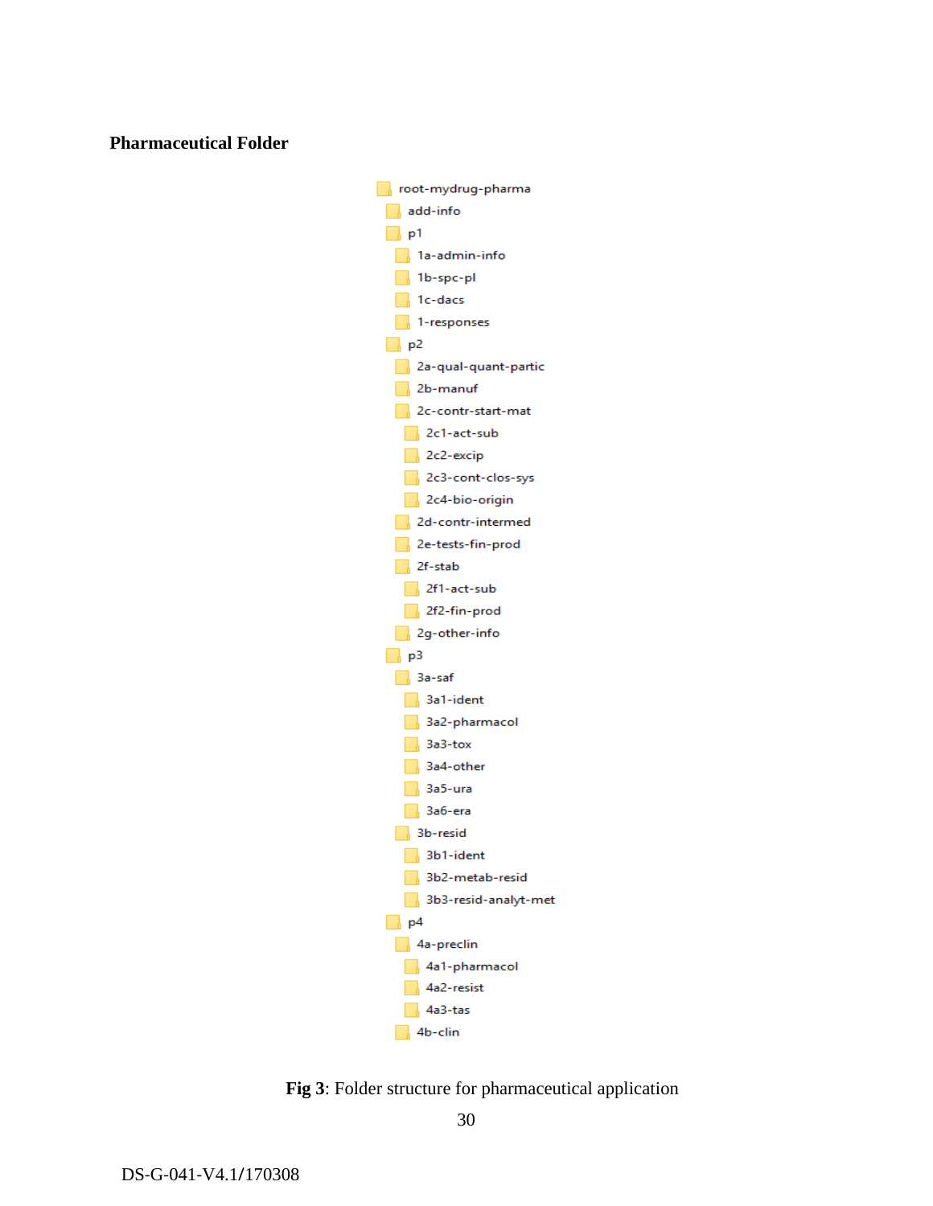**Pharmaceutical Folder**

```
root-mydrug-pharma
    add-info
    p1
        1a-admin-info
        1b-spc-pl
        1c-dacs
        1-responses
    p2
        2a-qual-quant-partic
        2b-manuf
        2c-contr-start-mat
            2c1-act-sub
            2c2-excip
            2c3-cont-clos-sys
            2c4-bio-origin
        2d-contr-intermed
        2e-tests-fin-prod
        2f-stab
            2f1-act-sub
            2f2-fin-prod
        2g-other-info
    p3
        3a-saf
            3a1-ident
            3a2-pharmacol
            3a3-tox
            3a4-other
            3a5-ura
            3a6-era
        3b-resid
            3b1-ident
            3b2-metab-resid
            3b3-resid-analyt-met
    p4
        4a-preclin
            4a1-pharmacol
            4a2-resist
            4a3-tas
        4b-clin
```

**Fig 3**: Folder structure for pharmaceutical application

DS-G-041-V4.1/170308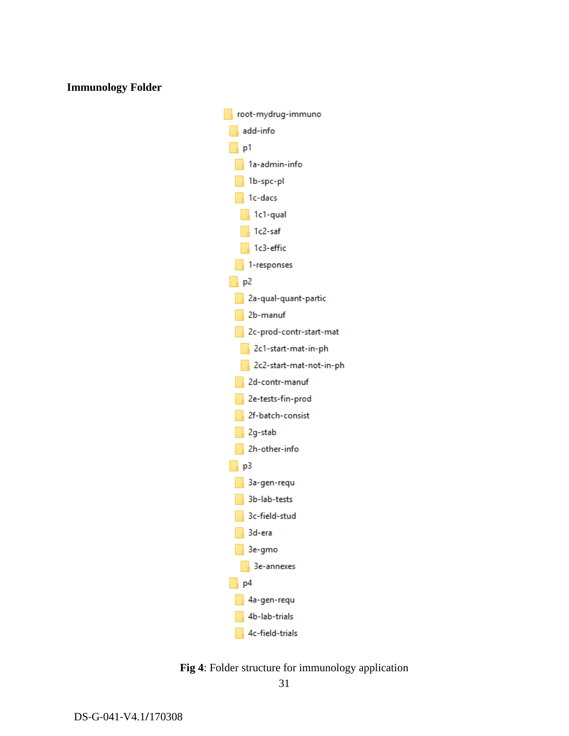**Immunology Folder**

```
root-mydrug-immuno
    add-info
    p1
        1a-admin-info
        1b-spc-pl
        1c-dacs
            1c1-qual
            1c2-saf
            1c3-effic
        1-responses
    p2
        2a-qual-quant-partic
        2b-manuf
        2c-prod-contr-start-mat
            2c1-start-mat-in-ph
            2c2-start-mat-not-in-ph
        2d-contr-manuf
        2e-tests-fin-prod
        2f-batch-consist
        2g-stab
        2h-other-info
    p3
        3a-gen-requ
        3b-lab-tests
        3c-field-stud
        3d-era
        3e-gmo
            3e-annexes
    p4
        4a-gen-requ
        4b-lab-trials
        4c-field-trials
```

**Fig 4**: Folder structure for immunology application

DS-G-041-V4.1/170308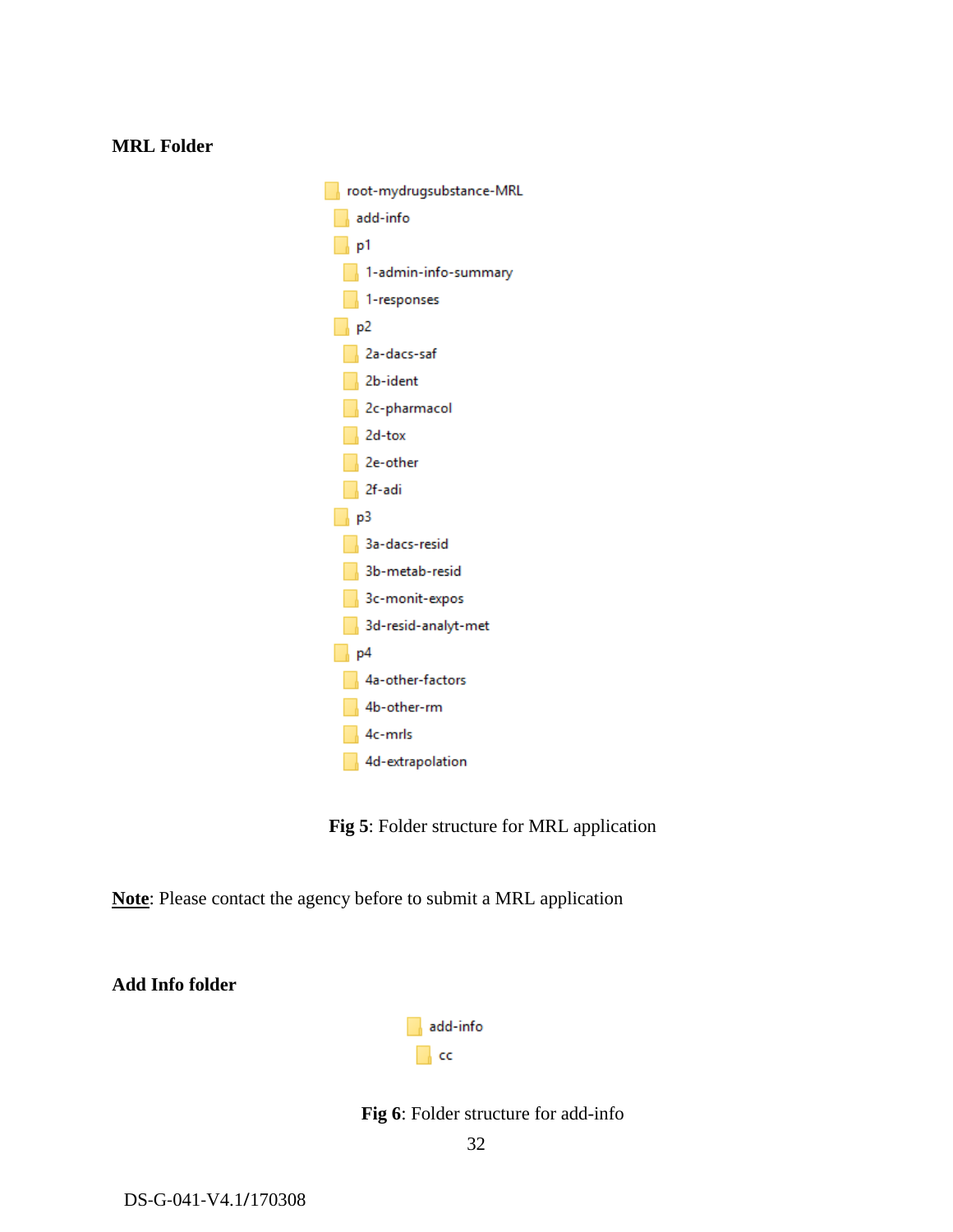**MRL Folder**

```
root-mydrugsubstance-MRL
  add-info
  p1
    1-admin-info-summary
    1-responses
  p2
    2a-dacs-saf
    2b-ident
    2c-pharmacol
    2d-tox
    2e-other
    2f-adi
  p3
    3a-dacs-resid
    3b-metab-resid
    3c-monit-expos
    3d-resid-analyt-met
  p4
    4a-other-factors
    4b-other-rm
    4c-mrls
    4d-extrapolation
```

**Fig 5**: Folder structure for MRL application

**Note**: Please contact the agency before to submit a MRL application

**Add Info folder**

```
add-info
  cc
```

**Fig 6**: Folder structure for add-info

DS-G-041-V4.1/170308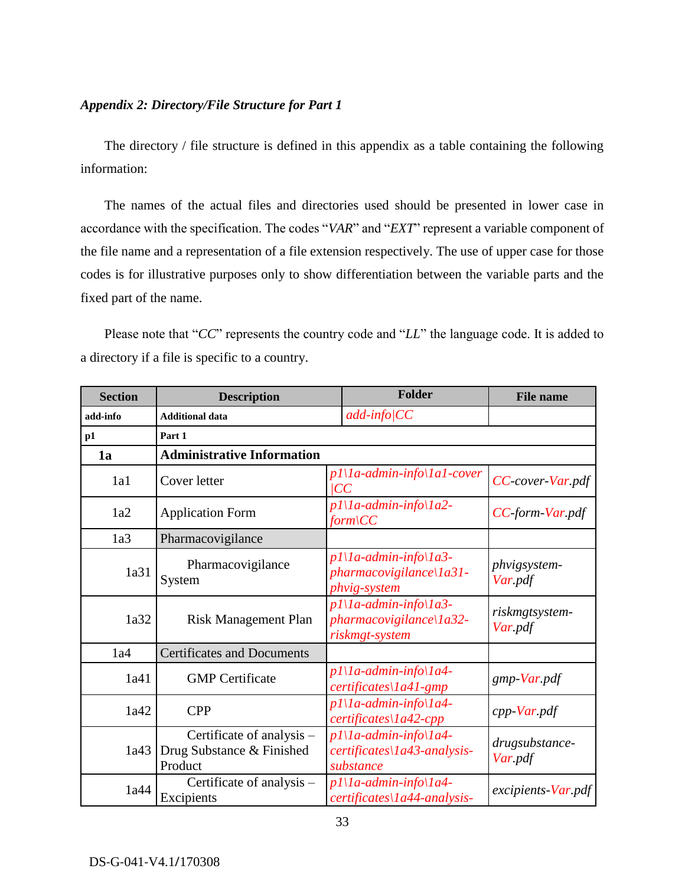***Appendix 2: Directory/File Structure for Part 1***

The directory / file structure is defined in this appendix as a table containing the following information:

The names of the actual files and directories used should be presented in lower case in accordance with the specification. The codes "*VAR*" and "*EXT*" represent a variable component of the file name and a representation of a file extension respectively. The use of upper case for those codes is for illustrative purposes only to show differentiation between the variable parts and the fixed part of the name.

Please note that "*CC*" represents the country code and "*LL*" the language code. It is added to a directory if a file is specific to a country.

| Section | Description | Folder | File name |
|---|---|---|---|
| **add-info** | **Additional data** | *add-info\|CC* | |
| **p1** | **Part 1** | | |
| **1a** | **Administrative Information** | | |
| 1a1 | Cover letter | *p1\1a-admin-info\1a1-cover \|CC* | *CC-cover-Var.pdf* |
| 1a2 | Application Form | *p1\1a-admin-info\1a2-form\CC* | *CC-form-Var.pdf* |
| 1a3 | Pharmacovigilance | | |
| 1a31 | Pharmacovigilance System | *p1\1a-admin-info\1a3-pharmacovigilance\1a31-phvig-system* | *phvigsystem-Var.pdf* |
| 1a32 | Risk Management Plan | *p1\1a-admin-info\1a3-pharmacovigilance\1a32-riskmgt-system* | *riskmgtsystem-Var.pdf* |
| 1a4 | Certificates and Documents | | |
| 1a41 | GMP Certificate | *p1\1a-admin-info\1a4-certificates\1a41-gmp* | *gmp-Var.pdf* |
| 1a42 | CPP | *p1\1a-admin-info\1a4-certificates\1a42-cpp* | *cpp-Var.pdf* |
| 1a43 | Certificate of analysis – Drug Substance & Finished Product | *p1\1a-admin-info\1a4-certificates\1a43-analysis-substance* | *drugsubstance-Var.pdf* |
| 1a44 | Certificate of analysis – Excipients | *p1\1a-admin-info\1a4-certificates\1a44-analysis-* | *excipients-Var.pdf* |

DS-G-041-V4.1/170308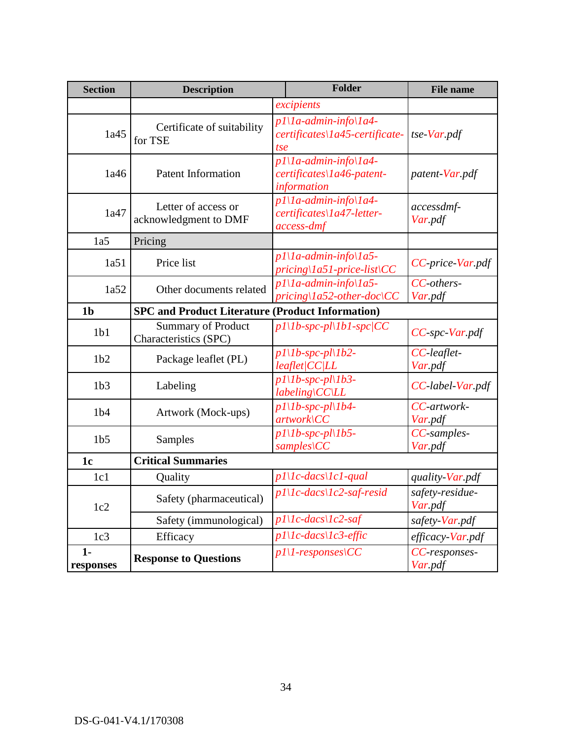| Section | Description | Folder | File name |
|---|---|---|---|
| | | *excipients* | |
| 1a45 | Certificate of suitability for TSE | *p1\1a-admin-info\1a4-certificates\1a45-certificate-tse* | *tse-Var.pdf* |
| 1a46 | Patent Information | *p1\1a-admin-info\1a4-certificates\1a46-patent-information* | *patent-Var.pdf* |
| 1a47 | Letter of access or acknowledgment to DMF | *p1\1a-admin-info\1a4-certificates\1a47-letter-access-dmf* | *accessdmf-Var.pdf* |
| 1a5 | Pricing | | |
| 1a51 | Price list | *p1\1a-admin-info\1a5-pricing\1a51-price-list\CC* | *CC-price-Var.pdf* |
| 1a52 | Other documents related | *p1\1a-admin-info\1a5-pricing\1a52-other-doc\CC* | *CC-others-Var.pdf* |
| **1b** | **SPC and Product Literature (Product Information)** | | |
| 1b1 | Summary of Product Characteristics (SPC) | *p1\1b-spc-pl\1b1-spc\|CC* | *CC-spc-Var.pdf* |
| 1b2 | Package leaflet (PL) | *p1\1b-spc-pl\1b2-leaflet\|CC\|LL* | *CC-leaflet-Var.pdf* |
| 1b3 | Labeling | *p1\1b-spc-pl\1b3-labeling\CC\LL* | *CC-label-Var.pdf* |
| 1b4 | Artwork (Mock-ups) | *p1\1b-spc-pl\1b4-artwork\CC* | *CC-artwork-Var.pdf* |
| 1b5 | Samples | *p1\1b-spc-pl\1b5-samples\CC* | *CC-samples-Var.pdf* |
| **1c** | **Critical Summaries** | | |
| 1c1 | Quality | *p1\1c-dacs\1c1-qual* | *quality-Var.pdf* |
| 1c2 | Safety (pharmaceutical) | *p1\1c-dacs\1c2-saf-resid* | *safety-residue-Var.pdf* |
| | Safety (immunological) | *p1\1c-dacs\1c2-saf* | *safety-Var.pdf* |
| 1c3 | Efficacy | *p1\1c-dacs\1c3-effic* | *efficacy-Var.pdf* |
| **1-responses** | **Response to Questions** | *p1\1-responses\CC* | *CC-responses-Var.pdf* |

DS-G-041-V4.1/170308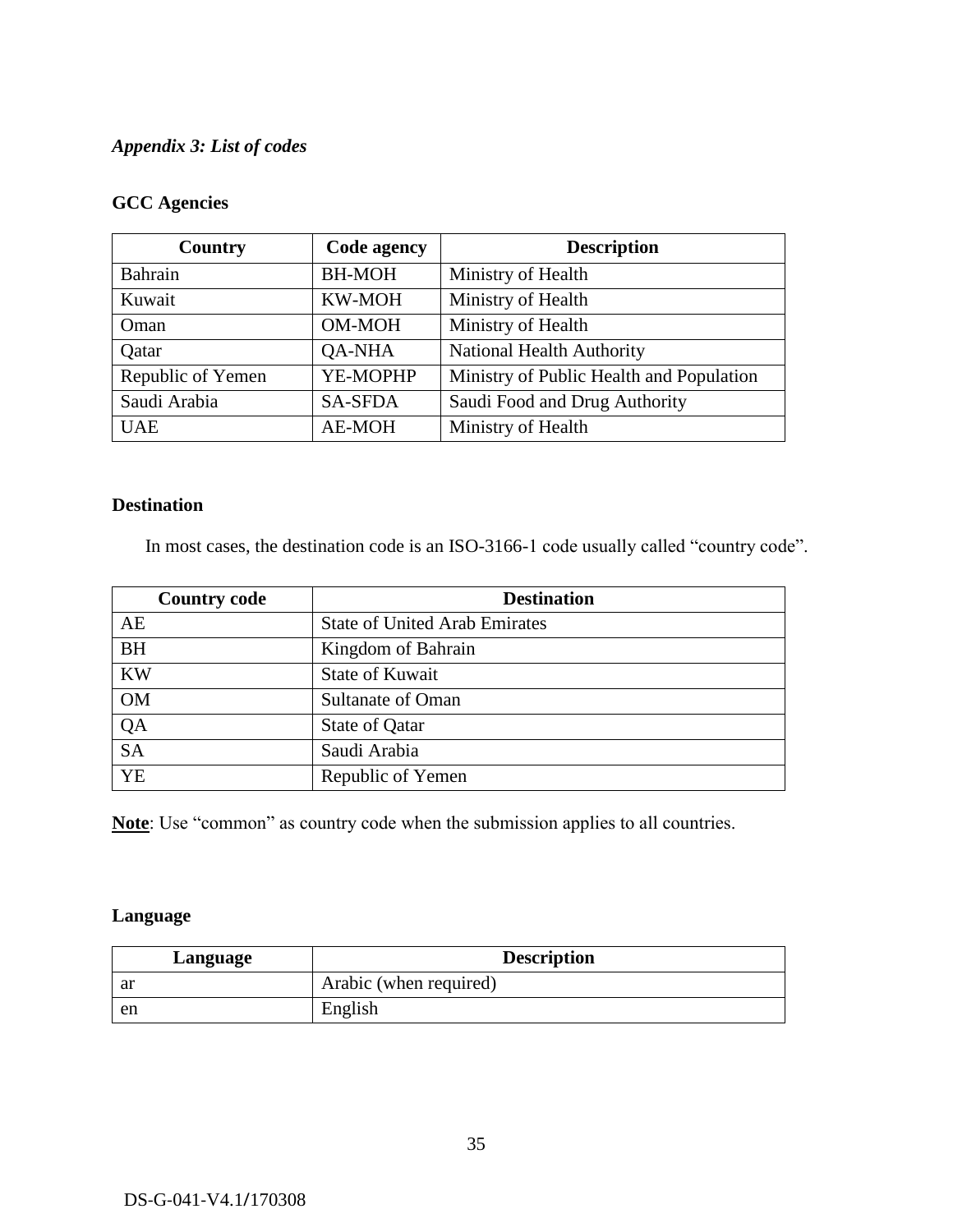*Appendix 3: List of codes*

**GCC Agencies**

| Country | Code agency | Description |
|---|---|---|
| Bahrain | BH-MOH | Ministry of Health |
| Kuwait | KW-MOH | Ministry of Health |
| Oman | OM-MOH | Ministry of Health |
| Qatar | QA-NHA | National Health Authority |
| Republic of Yemen | YE-MOPHP | Ministry of Public Health and Population |
| Saudi Arabia | SA-SFDA | Saudi Food and Drug Authority |
| UAE | AE-MOH | Ministry of Health |

**Destination**

In most cases, the destination code is an ISO-3166-1 code usually called "country code".

| Country code | Destination |
|---|---|
| AE | State of United Arab Emirates |
| BH | Kingdom of Bahrain |
| KW | State of Kuwait |
| OM | Sultanate of Oman |
| QA | State of Qatar |
| SA | Saudi Arabia |
| YE | Republic of Yemen |

**Note**: Use "common" as country code when the submission applies to all countries.

**Language**

| Language | Description |
|---|---|
| ar | Arabic (when required) |
| en | English |

DS-G-041-V4.1/170308